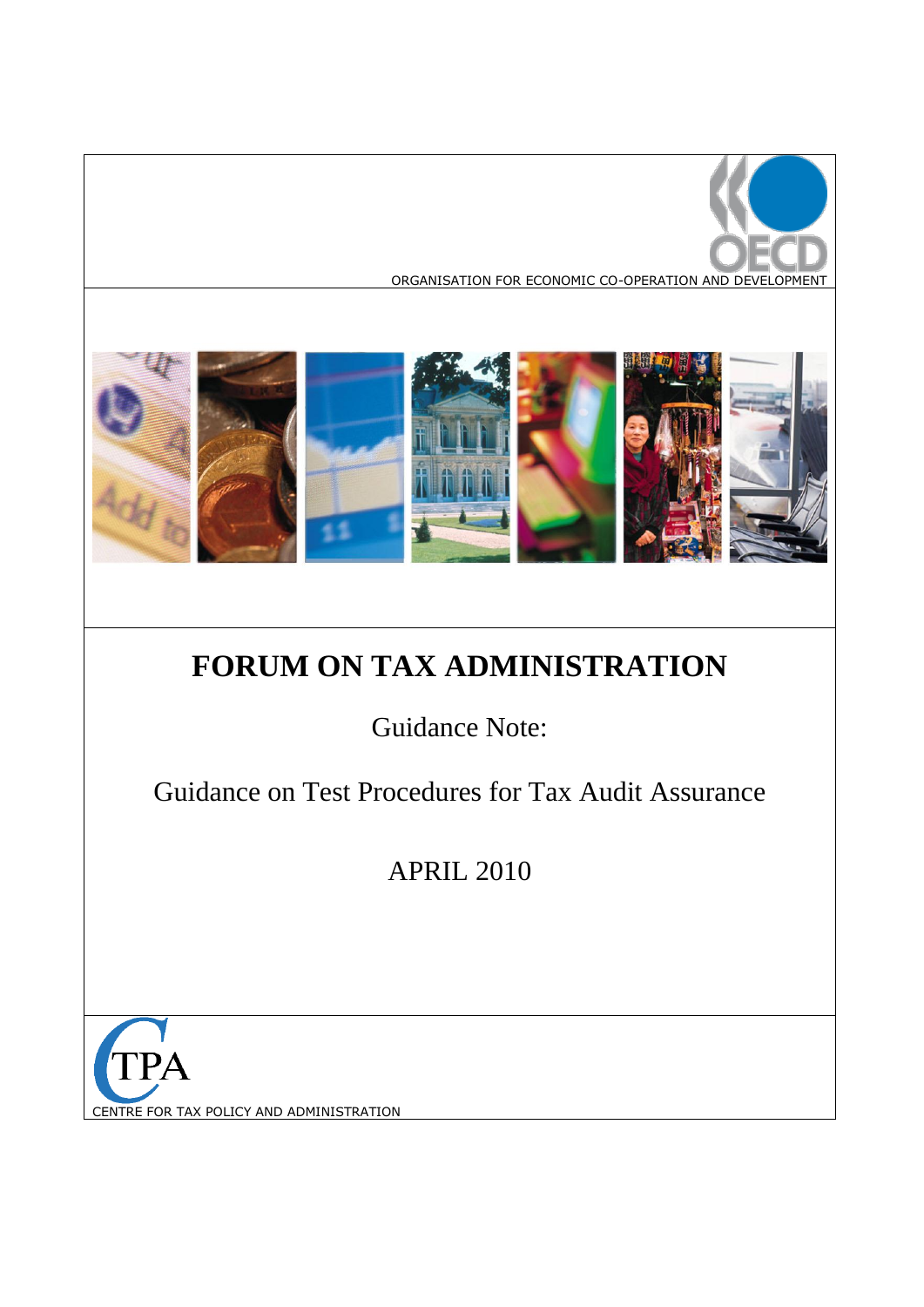ORGANISATION FOR ECONOMIC CO-OPERATION AND DEVELOPMENT

# FORUM ON TAX ADMINISTRATION

## Guidance Note:

## Guidance on Test Procedures for Tax Audit Assurance

APRIL 2010

CTPA

CENTRE FOR TAX POLICY AND ADMINISTRATION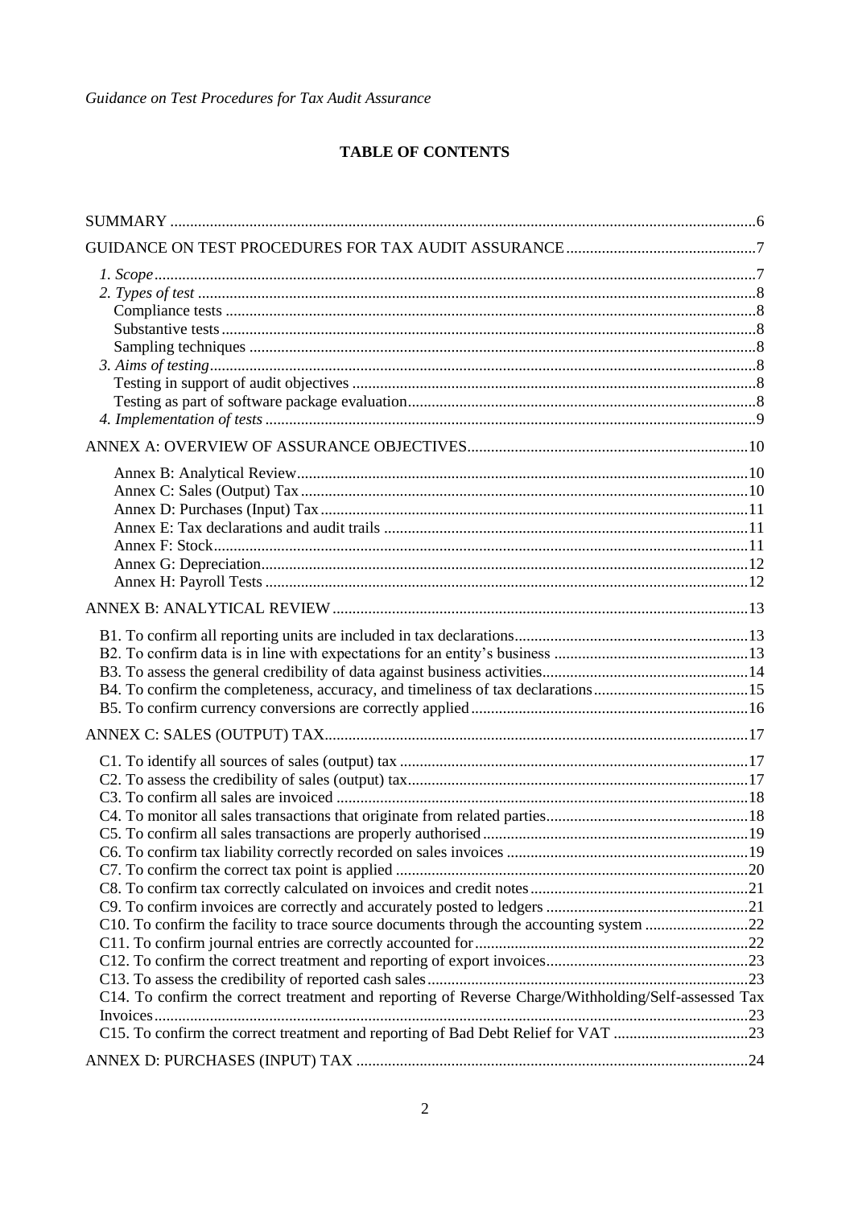## TABLE OF CONTENTS

SUMMARY .......... 6

GUIDANCE ON TEST PROCEDURES FOR TAX AUDIT ASSURANCE .......... 7

- *1. Scope* .......... 7
- *2. Types of test* .......... 8
  - Compliance tests .......... 8
  - Substantive tests .......... 8
  - Sampling techniques .......... 8
- *3. Aims of testing* .......... 8
  - Testing in support of audit objectives .......... 8
  - Testing as part of software package evaluation .......... 8
- *4. Implementation of tests* .......... 9

ANNEX A: OVERVIEW OF ASSURANCE OBJECTIVES .......... 10

- Annex B: Analytical Review .......... 10
- Annex C: Sales (Output) Tax .......... 10
- Annex D: Purchases (Input) Tax .......... 11
- Annex E: Tax declarations and audit trails .......... 11
- Annex F: Stock .......... 11
- Annex G: Depreciation .......... 12
- Annex H: Payroll Tests .......... 12

ANNEX B: ANALYTICAL REVIEW .......... 13

- B1. To confirm all reporting units are included in tax declarations .......... 13
- B2. To confirm data is in line with expectations for an entity's business .......... 13
- B3. To assess the general credibility of data against business activities .......... 14
- B4. To confirm the completeness, accuracy, and timeliness of tax declarations .......... 15
- B5. To confirm currency conversions are correctly applied .......... 16

ANNEX C: SALES (OUTPUT) TAX .......... 17

- C1. To identify all sources of sales (output) tax .......... 17
- C2. To assess the credibility of sales (output) tax .......... 17
- C3. To confirm all sales are invoiced .......... 18
- C4. To monitor all sales transactions that originate from related parties .......... 18
- C5. To confirm all sales transactions are properly authorised .......... 19
- C6. To confirm tax liability correctly recorded on sales invoices .......... 19
- C7. To confirm the correct tax point is applied .......... 20
- C8. To confirm tax correctly calculated on invoices and credit notes .......... 21
- C9. To confirm invoices are correctly and accurately posted to ledgers .......... 21
- C10. To confirm the facility to trace source documents through the accounting system .......... 22
- C11. To confirm journal entries are correctly accounted for .......... 22
- C12. To confirm the correct treatment and reporting of export invoices .......... 23
- C13. To assess the credibility of reported cash sales .......... 23
- C14. To confirm the correct treatment and reporting of Reverse Charge/Withholding/Self-assessed Tax Invoices .......... 23
- C15. To confirm the correct treatment and reporting of Bad Debt Relief for VAT .......... 23

ANNEX D: PURCHASES (INPUT) TAX .......... 24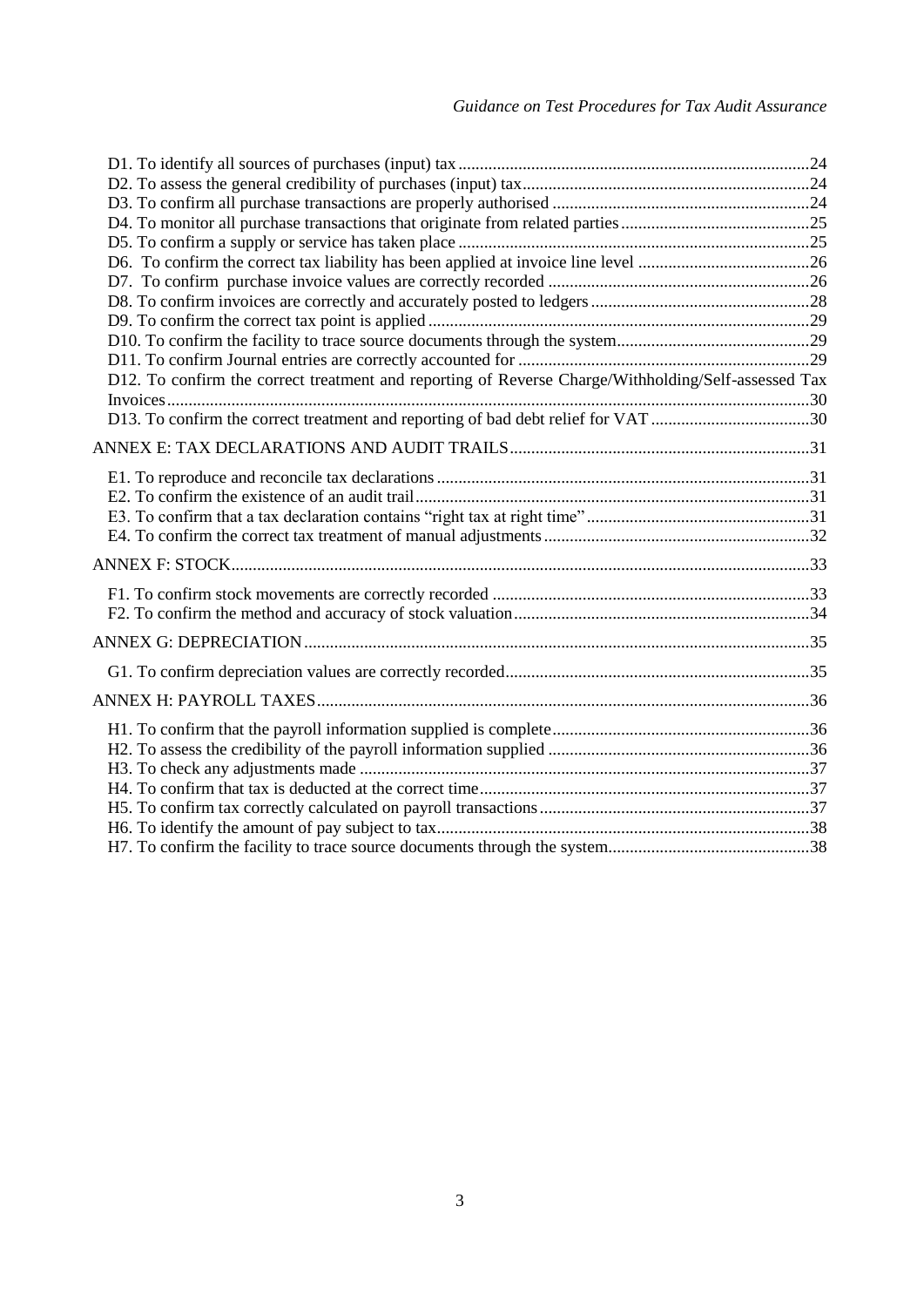D1. To identify all sources of purchases (input) tax ....24
D2. To assess the general credibility of purchases (input) tax ....24
D3. To confirm all purchase transactions are properly authorised ....24
D4. To monitor all purchase transactions that originate from related parties ....25
D5. To confirm a supply or service has taken place ....25
D6. To confirm the correct tax liability has been applied at invoice line level ....26
D7. To confirm purchase invoice values are correctly recorded ....26
D8. To confirm invoices are correctly and accurately posted to ledgers ....28
D9. To confirm the correct tax point is applied ....29
D10. To confirm the facility to trace source documents through the system ....29
D11. To confirm Journal entries are correctly accounted for ....29
D12. To confirm the correct treatment and reporting of Reverse Charge/Withholding/Self-assessed Tax Invoices ....30
D13. To confirm the correct treatment and reporting of bad debt relief for VAT ....30

ANNEX E: TAX DECLARATIONS AND AUDIT TRAILS ....31

E1. To reproduce and reconcile tax declarations ....31
E2. To confirm the existence of an audit trail ....31
E3. To confirm that a tax declaration contains "right tax at right time" ....31
E4. To confirm the correct tax treatment of manual adjustments ....32

ANNEX F: STOCK ....33

F1. To confirm stock movements are correctly recorded ....33
F2. To confirm the method and accuracy of stock valuation ....34

ANNEX G: DEPRECIATION ....35

G1. To confirm depreciation values are correctly recorded ....35

ANNEX H: PAYROLL TAXES ....36

H1. To confirm that the payroll information supplied is complete ....36
H2. To assess the credibility of the payroll information supplied ....36
H3. To check any adjustments made ....37
H4. To confirm that tax is deducted at the correct time ....37
H5. To confirm tax correctly calculated on payroll transactions ....37
H6. To identify the amount of pay subject to tax ....38
H7. To confirm the facility to trace source documents through the system ....38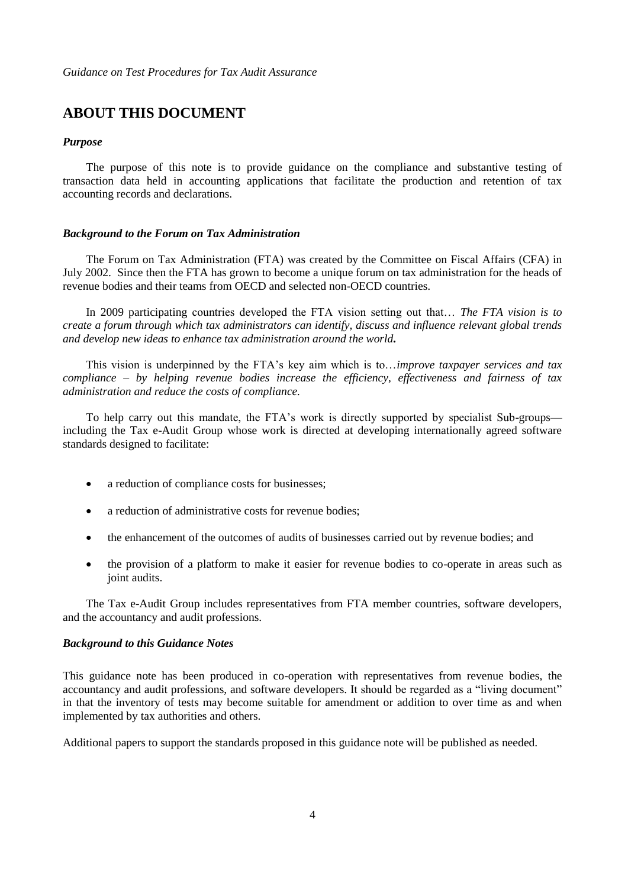# ABOUT THIS DOCUMENT

### *Purpose*

The purpose of this note is to provide guidance on the compliance and substantive testing of transaction data held in accounting applications that facilitate the production and retention of tax accounting records and declarations.

### *Background to the Forum on Tax Administration*

The Forum on Tax Administration (FTA) was created by the Committee on Fiscal Affairs (CFA) in July 2002. Since then the FTA has grown to become a unique forum on tax administration for the heads of revenue bodies and their teams from OECD and selected non-OECD countries.

In 2009 participating countries developed the FTA vision setting out that… *The FTA vision is to create a forum through which tax administrators can identify, discuss and influence relevant global trends and develop new ideas to enhance tax administration around the world.*

This vision is underpinned by the FTA's key aim which is to…*improve taxpayer services and tax compliance – by helping revenue bodies increase the efficiency, effectiveness and fairness of tax administration and reduce the costs of compliance.*

To help carry out this mandate, the FTA's work is directly supported by specialist Sub-groups—including the Tax e-Audit Group whose work is directed at developing internationally agreed software standards designed to facilitate:

- a reduction of compliance costs for businesses;
- a reduction of administrative costs for revenue bodies;
- the enhancement of the outcomes of audits of businesses carried out by revenue bodies; and
- the provision of a platform to make it easier for revenue bodies to co-operate in areas such as joint audits.

The Tax e-Audit Group includes representatives from FTA member countries, software developers, and the accountancy and audit professions.

### *Background to this Guidance Notes*

This guidance note has been produced in co-operation with representatives from revenue bodies, the accountancy and audit professions, and software developers. It should be regarded as a "living document" in that the inventory of tests may become suitable for amendment or addition to over time as and when implemented by tax authorities and others.

Additional papers to support the standards proposed in this guidance note will be published as needed.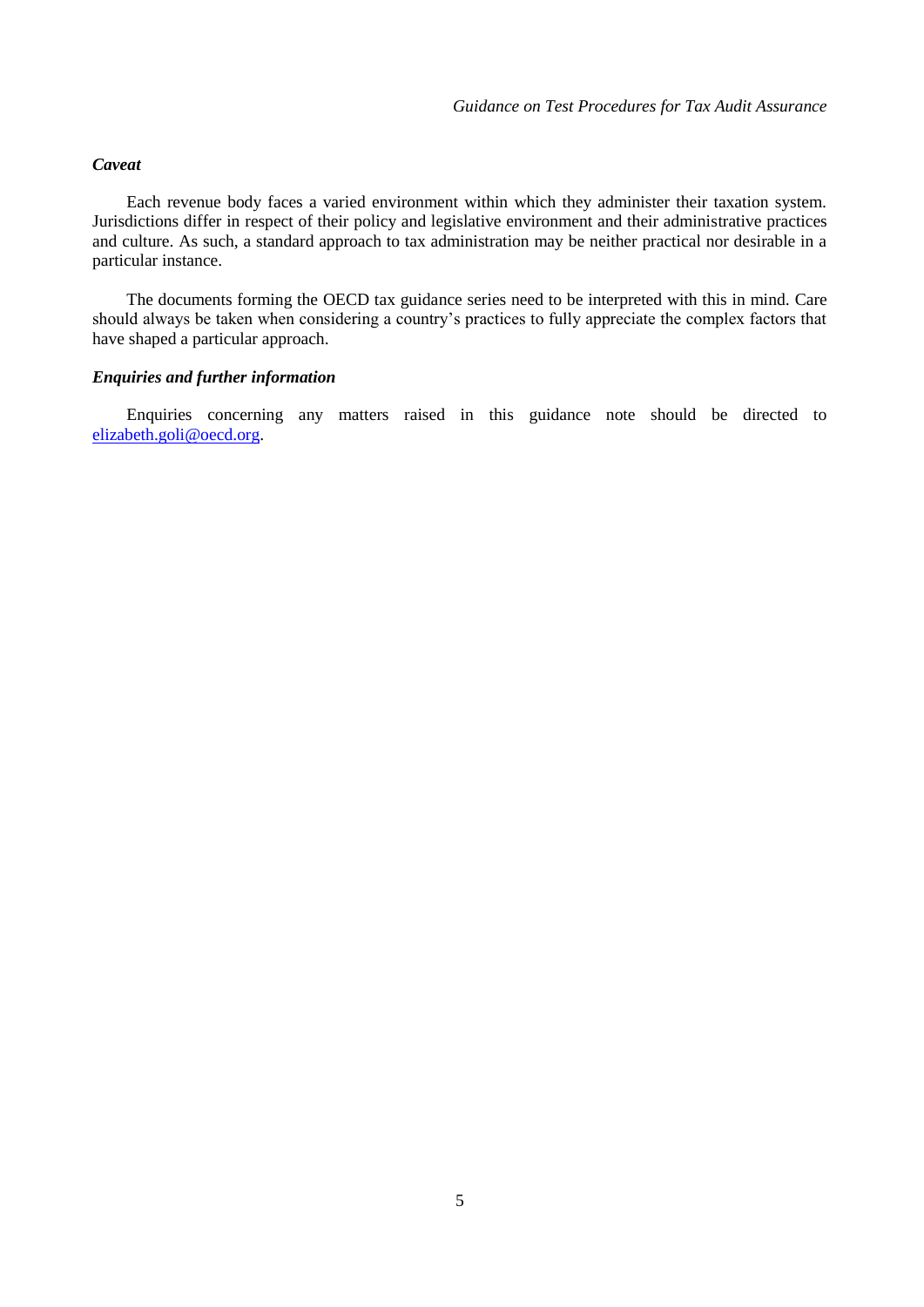### *Caveat*

Each revenue body faces a varied environment within which they administer their taxation system. Jurisdictions differ in respect of their policy and legislative environment and their administrative practices and culture. As such, a standard approach to tax administration may be neither practical nor desirable in a particular instance.

The documents forming the OECD tax guidance series need to be interpreted with this in mind. Care should always be taken when considering a country's practices to fully appreciate the complex factors that have shaped a particular approach.

### *Enquiries and further information*

Enquiries concerning any matters raised in this guidance note should be directed to elizabeth.goli@oecd.org.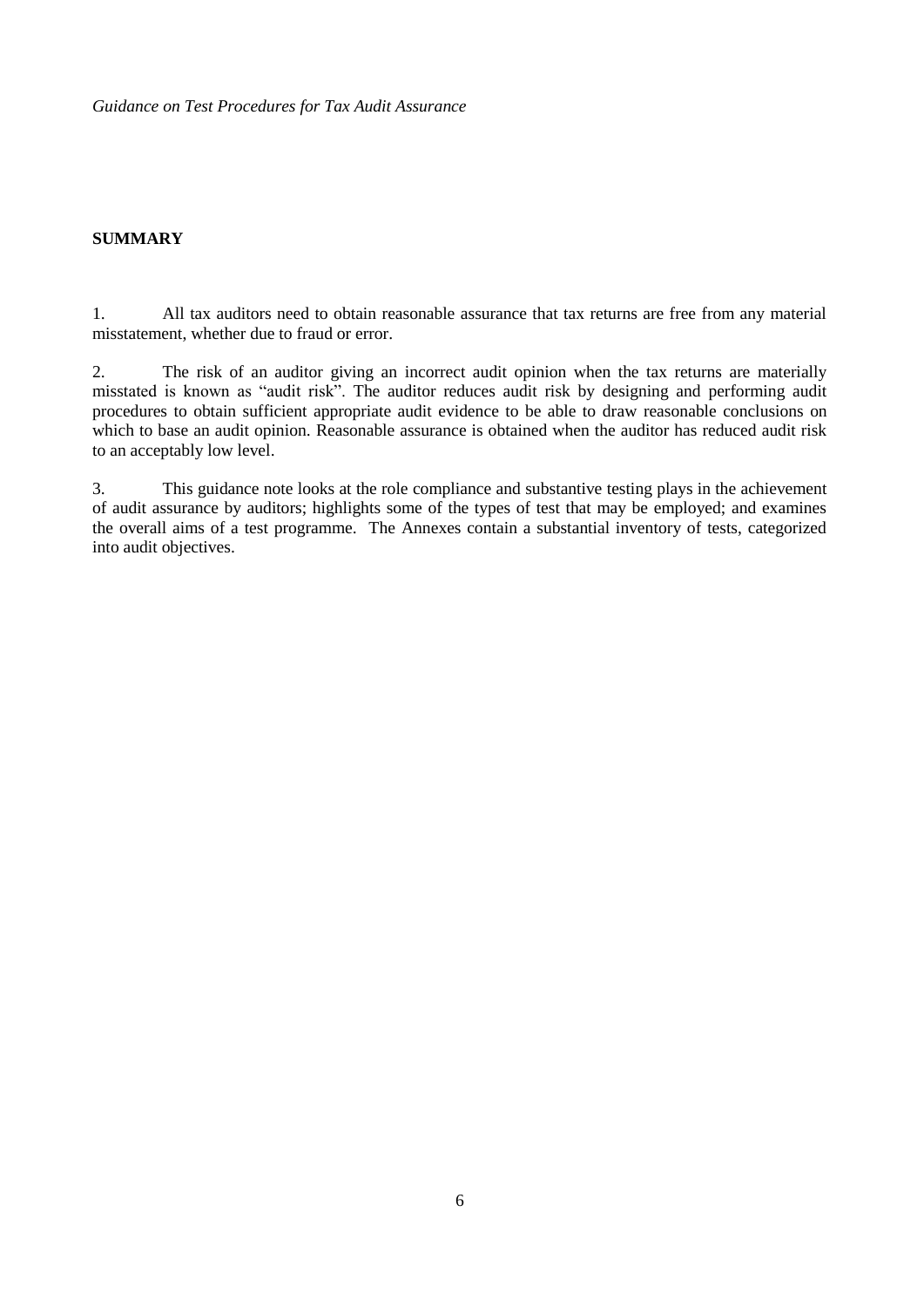## SUMMARY

1. All tax auditors need to obtain reasonable assurance that tax returns are free from any material misstatement, whether due to fraud or error.

2. The risk of an auditor giving an incorrect audit opinion when the tax returns are materially misstated is known as "audit risk". The auditor reduces audit risk by designing and performing audit procedures to obtain sufficient appropriate audit evidence to be able to draw reasonable conclusions on which to base an audit opinion. Reasonable assurance is obtained when the auditor has reduced audit risk to an acceptably low level.

3. This guidance note looks at the role compliance and substantive testing plays in the achievement of audit assurance by auditors; highlights some of the types of test that may be employed; and examines the overall aims of a test programme. The Annexes contain a substantial inventory of tests, categorized into audit objectives.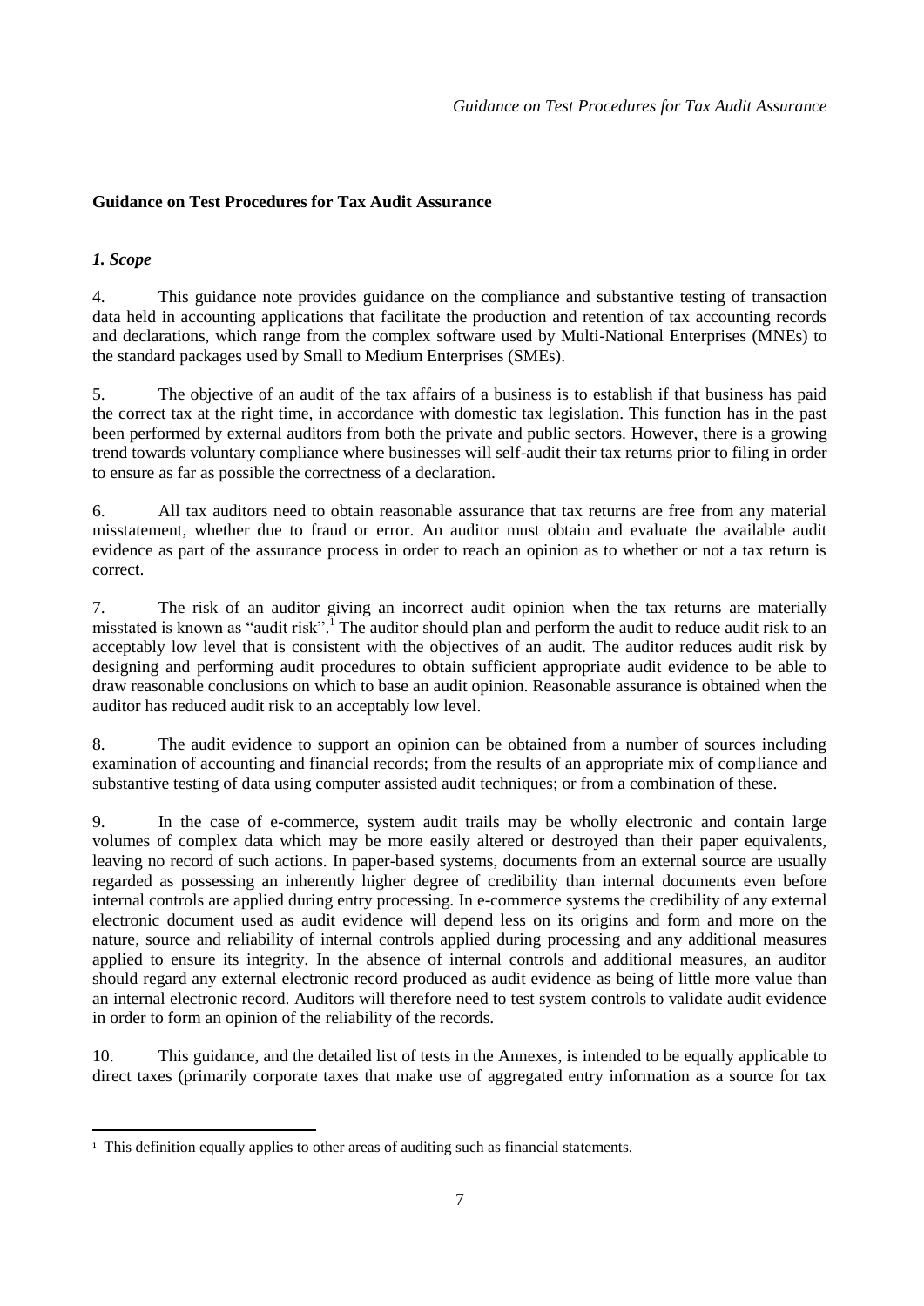## Guidance on Test Procedures for Tax Audit Assurance

### *1. Scope*

4. This guidance note provides guidance on the compliance and substantive testing of transaction data held in accounting applications that facilitate the production and retention of tax accounting records and declarations, which range from the complex software used by Multi-National Enterprises (MNEs) to the standard packages used by Small to Medium Enterprises (SMEs).

5. The objective of an audit of the tax affairs of a business is to establish if that business has paid the correct tax at the right time, in accordance with domestic tax legislation. This function has in the past been performed by external auditors from both the private and public sectors. However, there is a growing trend towards voluntary compliance where businesses will self-audit their tax returns prior to filing in order to ensure as far as possible the correctness of a declaration.

6. All tax auditors need to obtain reasonable assurance that tax returns are free from any material misstatement, whether due to fraud or error. An auditor must obtain and evaluate the available audit evidence as part of the assurance process in order to reach an opinion as to whether or not a tax return is correct.

7. The risk of an auditor giving an incorrect audit opinion when the tax returns are materially misstated is known as "audit risk".[1] The auditor should plan and perform the audit to reduce audit risk to an acceptably low level that is consistent with the objectives of an audit. The auditor reduces audit risk by designing and performing audit procedures to obtain sufficient appropriate audit evidence to be able to draw reasonable conclusions on which to base an audit opinion. Reasonable assurance is obtained when the auditor has reduced audit risk to an acceptably low level.

8. The audit evidence to support an opinion can be obtained from a number of sources including examination of accounting and financial records; from the results of an appropriate mix of compliance and substantive testing of data using computer assisted audit techniques; or from a combination of these.

9. In the case of e-commerce, system audit trails may be wholly electronic and contain large volumes of complex data which may be more easily altered or destroyed than their paper equivalents, leaving no record of such actions. In paper-based systems, documents from an external source are usually regarded as possessing an inherently higher degree of credibility than internal documents even before internal controls are applied during entry processing. In e-commerce systems the credibility of any external electronic document used as audit evidence will depend less on its origins and form and more on the nature, source and reliability of internal controls applied during processing and any additional measures applied to ensure its integrity. In the absence of internal controls and additional measures, an auditor should regard any external electronic record produced as audit evidence as being of little more value than an internal electronic record. Auditors will therefore need to test system controls to validate audit evidence in order to form an opinion of the reliability of the records.

10. This guidance, and the detailed list of tests in the Annexes, is intended to be equally applicable to direct taxes (primarily corporate taxes that make use of aggregated entry information as a source for tax

---

[1] This definition equally applies to other areas of auditing such as financial statements.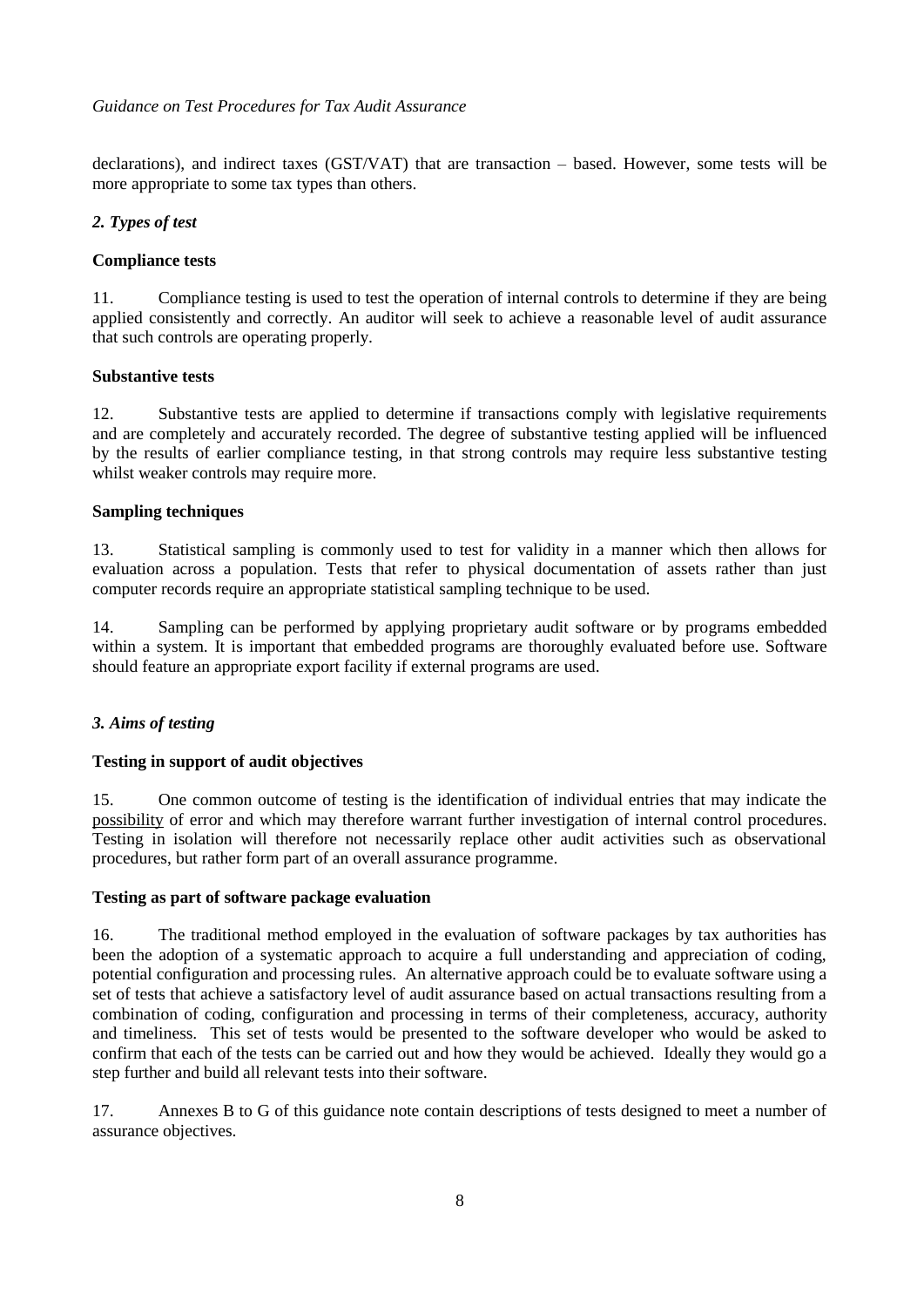declarations), and indirect taxes (GST/VAT) that are transaction – based. However, some tests will be more appropriate to some tax types than others.

### *2. Types of test*

**Compliance tests**

11. Compliance testing is used to test the operation of internal controls to determine if they are being applied consistently and correctly. An auditor will seek to achieve a reasonable level of audit assurance that such controls are operating properly.

**Substantive tests**

12. Substantive tests are applied to determine if transactions comply with legislative requirements and are completely and accurately recorded. The degree of substantive testing applied will be influenced by the results of earlier compliance testing, in that strong controls may require less substantive testing whilst weaker controls may require more.

**Sampling techniques**

13. Statistical sampling is commonly used to test for validity in a manner which then allows for evaluation across a population. Tests that refer to physical documentation of assets rather than just computer records require an appropriate statistical sampling technique to be used.

14. Sampling can be performed by applying proprietary audit software or by programs embedded within a system. It is important that embedded programs are thoroughly evaluated before use. Software should feature an appropriate export facility if external programs are used.

### *3. Aims of testing*

**Testing in support of audit objectives**

15. One common outcome of testing is the identification of individual entries that may indicate the possibility of error and which may therefore warrant further investigation of internal control procedures. Testing in isolation will therefore not necessarily replace other audit activities such as observational procedures, but rather form part of an overall assurance programme.

**Testing as part of software package evaluation**

16. The traditional method employed in the evaluation of software packages by tax authorities has been the adoption of a systematic approach to acquire a full understanding and appreciation of coding, potential configuration and processing rules. An alternative approach could be to evaluate software using a set of tests that achieve a satisfactory level of audit assurance based on actual transactions resulting from a combination of coding, configuration and processing in terms of their completeness, accuracy, authority and timeliness. This set of tests would be presented to the software developer who would be asked to confirm that each of the tests can be carried out and how they would be achieved. Ideally they would go a step further and build all relevant tests into their software.

17. Annexes B to G of this guidance note contain descriptions of tests designed to meet a number of assurance objectives.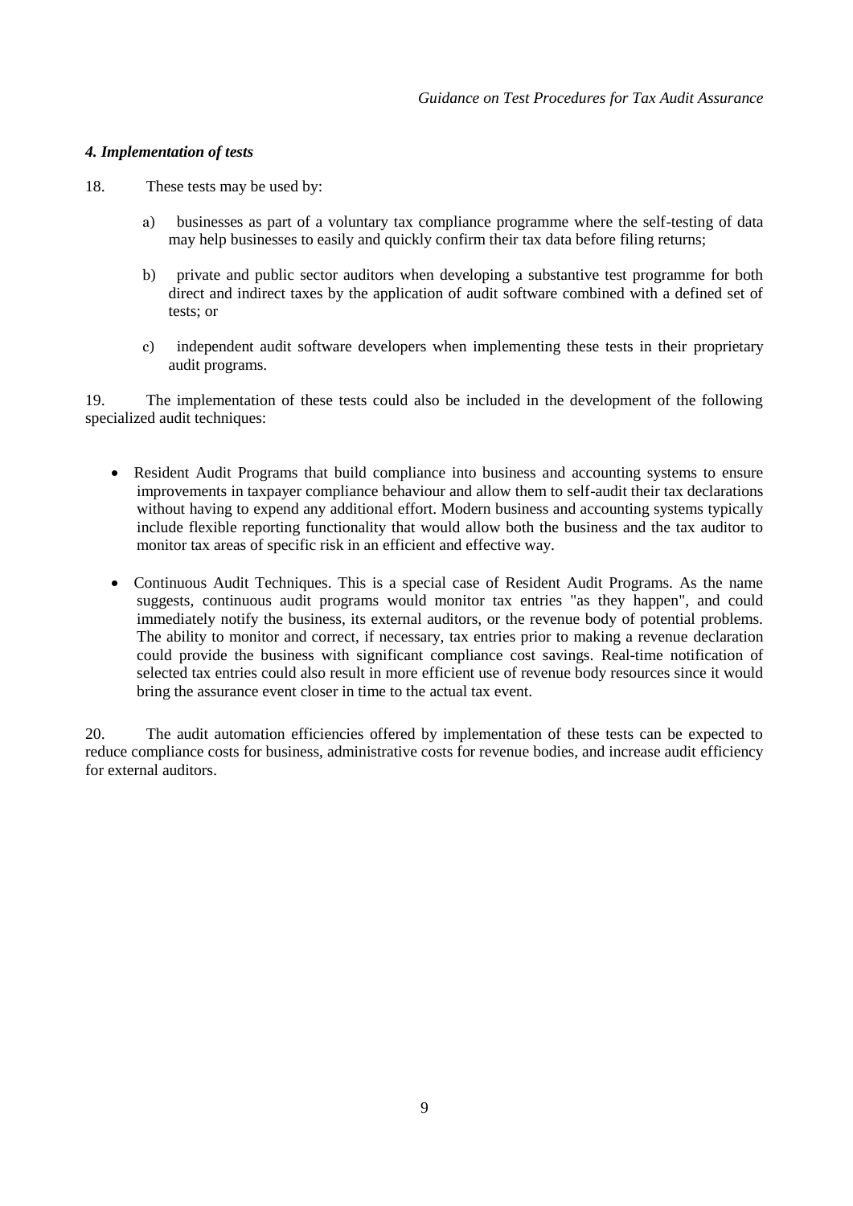### *4. Implementation of tests*

18. These tests may be used by:

   a) businesses as part of a voluntary tax compliance programme where the self-testing of data may help businesses to easily and quickly confirm their tax data before filing returns;

   b) private and public sector auditors when developing a substantive test programme for both direct and indirect taxes by the application of audit software combined with a defined set of tests; or

   c) independent audit software developers when implementing these tests in their proprietary audit programs.

19. The implementation of these tests could also be included in the development of the following specialized audit techniques:

- Resident Audit Programs that build compliance into business and accounting systems to ensure improvements in taxpayer compliance behaviour and allow them to self-audit their tax declarations without having to expend any additional effort. Modern business and accounting systems typically include flexible reporting functionality that would allow both the business and the tax auditor to monitor tax areas of specific risk in an efficient and effective way.

- Continuous Audit Techniques. This is a special case of Resident Audit Programs. As the name suggests, continuous audit programs would monitor tax entries "as they happen", and could immediately notify the business, its external auditors, or the revenue body of potential problems. The ability to monitor and correct, if necessary, tax entries prior to making a revenue declaration could provide the business with significant compliance cost savings. Real-time notification of selected tax entries could also result in more efficient use of revenue body resources since it would bring the assurance event closer in time to the actual tax event.

20. The audit automation efficiencies offered by implementation of these tests can be expected to reduce compliance costs for business, administrative costs for revenue bodies, and increase audit efficiency for external auditors.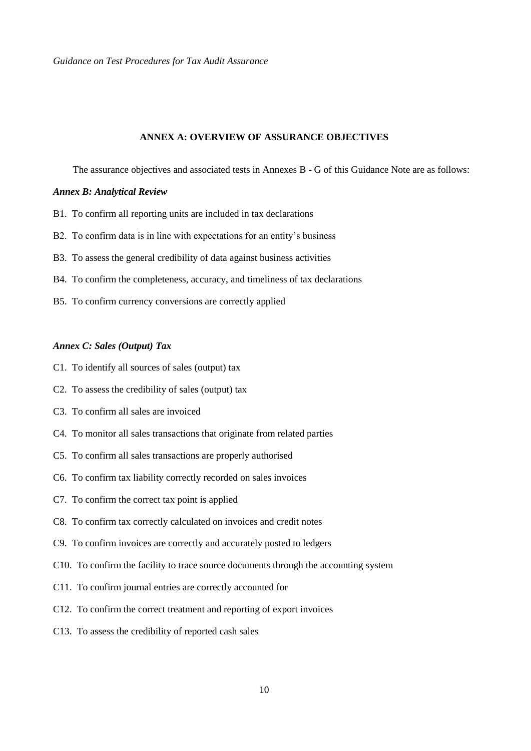## ANNEX A: OVERVIEW OF ASSURANCE OBJECTIVES

The assurance objectives and associated tests in Annexes B - G of this Guidance Note are as follows:

***Annex B: Analytical Review***

B1. To confirm all reporting units are included in tax declarations

B2. To confirm data is in line with expectations for an entity's business

B3. To assess the general credibility of data against business activities

B4. To confirm the completeness, accuracy, and timeliness of tax declarations

B5. To confirm currency conversions are correctly applied

***Annex C: Sales (Output) Tax***

C1. To identify all sources of sales (output) tax

C2. To assess the credibility of sales (output) tax

C3. To confirm all sales are invoiced

C4. To monitor all sales transactions that originate from related parties

C5. To confirm all sales transactions are properly authorised

C6. To confirm tax liability correctly recorded on sales invoices

C7. To confirm the correct tax point is applied

C8. To confirm tax correctly calculated on invoices and credit notes

C9. To confirm invoices are correctly and accurately posted to ledgers

C10. To confirm the facility to trace source documents through the accounting system

C11. To confirm journal entries are correctly accounted for

C12. To confirm the correct treatment and reporting of export invoices

C13. To assess the credibility of reported cash sales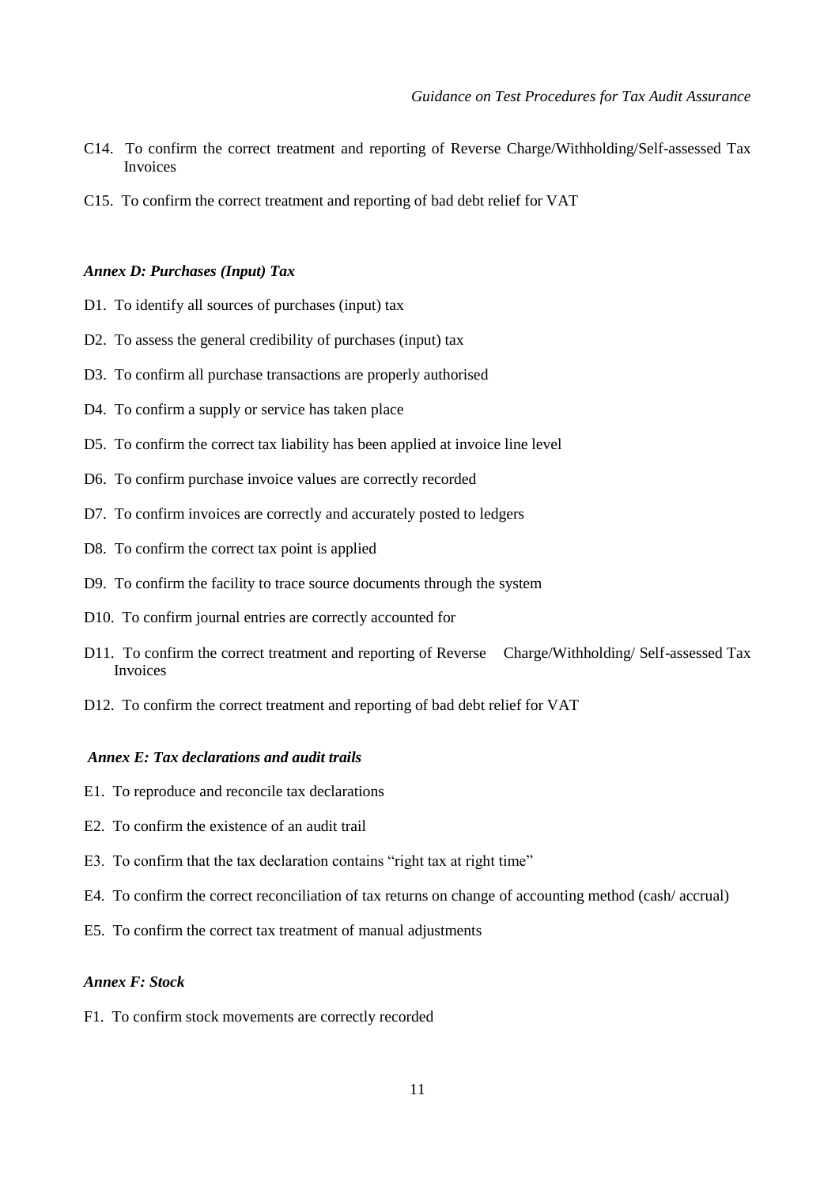C14. To confirm the correct treatment and reporting of Reverse Charge/Withholding/Self-assessed Tax Invoices

C15. To confirm the correct treatment and reporting of bad debt relief for VAT

### *Annex D: Purchases (Input) Tax*

D1. To identify all sources of purchases (input) tax

D2. To assess the general credibility of purchases (input) tax

D3. To confirm all purchase transactions are properly authorised

D4. To confirm a supply or service has taken place

D5. To confirm the correct tax liability has been applied at invoice line level

D6. To confirm purchase invoice values are correctly recorded

D7. To confirm invoices are correctly and accurately posted to ledgers

D8. To confirm the correct tax point is applied

D9. To confirm the facility to trace source documents through the system

D10. To confirm journal entries are correctly accounted for

D11. To confirm the correct treatment and reporting of Reverse Charge/Withholding/ Self-assessed Tax Invoices

D12. To confirm the correct treatment and reporting of bad debt relief for VAT

### *Annex E: Tax declarations and audit trails*

E1. To reproduce and reconcile tax declarations

E2. To confirm the existence of an audit trail

E3. To confirm that the tax declaration contains "right tax at right time"

E4. To confirm the correct reconciliation of tax returns on change of accounting method (cash/ accrual)

E5. To confirm the correct tax treatment of manual adjustments

### *Annex F: Stock*

F1. To confirm stock movements are correctly recorded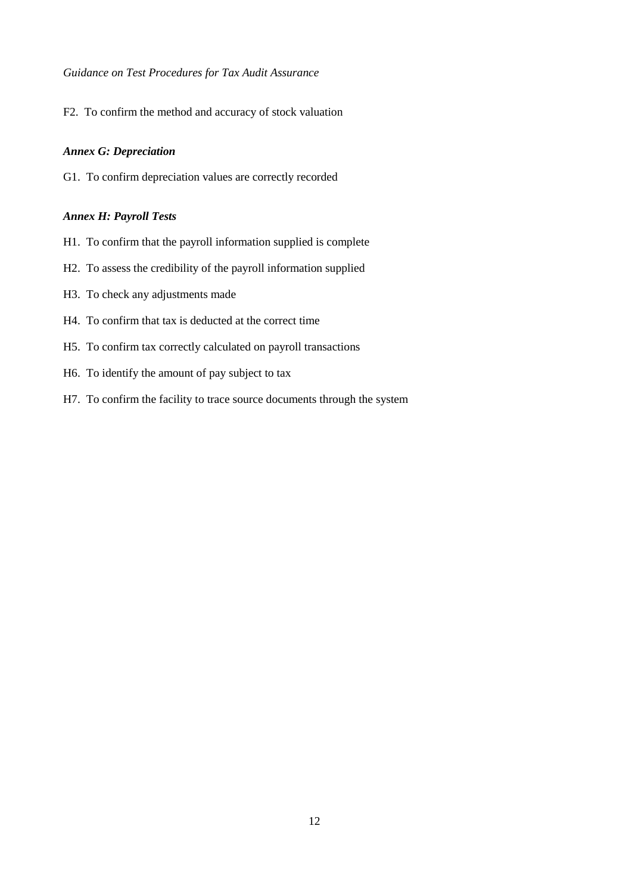F2. To confirm the method and accuracy of stock valuation

### *Annex G: Depreciation*

G1. To confirm depreciation values are correctly recorded

### *Annex H: Payroll Tests*

H1. To confirm that the payroll information supplied is complete

H2. To assess the credibility of the payroll information supplied

H3. To check any adjustments made

H4. To confirm that tax is deducted at the correct time

H5. To confirm tax correctly calculated on payroll transactions

H6. To identify the amount of pay subject to tax

H7. To confirm the facility to trace source documents through the system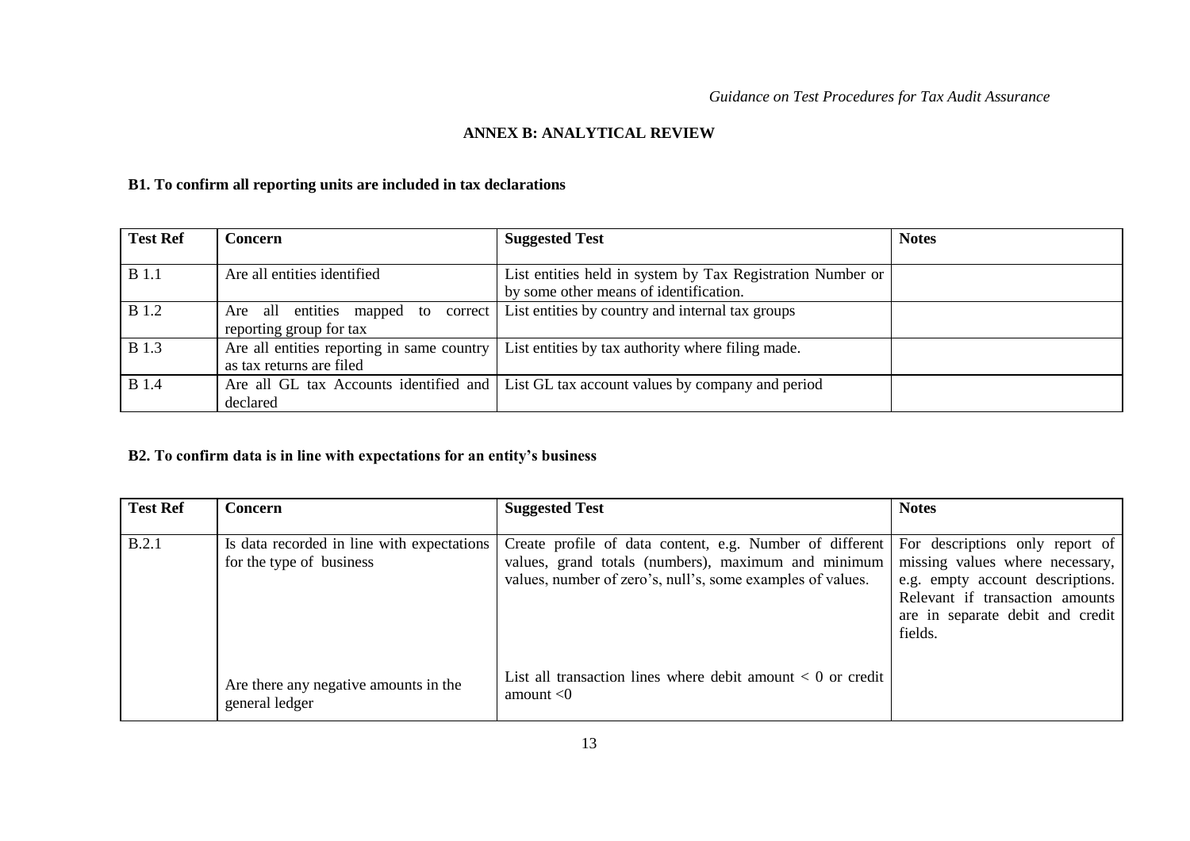## ANNEX B: ANALYTICAL REVIEW

### B1. To confirm all reporting units are included in tax declarations

| Test Ref | Concern | Suggested Test | Notes |
|---|---|---|---|
| B 1.1 | Are all entities identified | List entities held in system by Tax Registration Number or by some other means of identification. | |
| B 1.2 | Are all entities mapped to correct reporting group for tax | List entities by country and internal tax groups | |
| B 1.3 | Are all entities reporting in same country as tax returns are filed | List entities by tax authority where filing made. | |
| B 1.4 | Are all GL tax Accounts identified and declared | List GL tax account values by company and period | |

### B2. To confirm data is in line with expectations for an entity's business

| Test Ref | Concern | Suggested Test | Notes |
|---|---|---|---|
| B.2.1 | Is data recorded in line with expectations for the type of business | Create profile of data content, e.g. Number of different values, grand totals (numbers), maximum and minimum values, number of zero's, null's, some examples of values. | For descriptions only report of missing values where necessary, e.g. empty account descriptions. Relevant if transaction amounts are in separate debit and credit fields. |
| | Are there any negative amounts in the general ledger | List all transaction lines where debit amount < 0 or credit amount <0 | |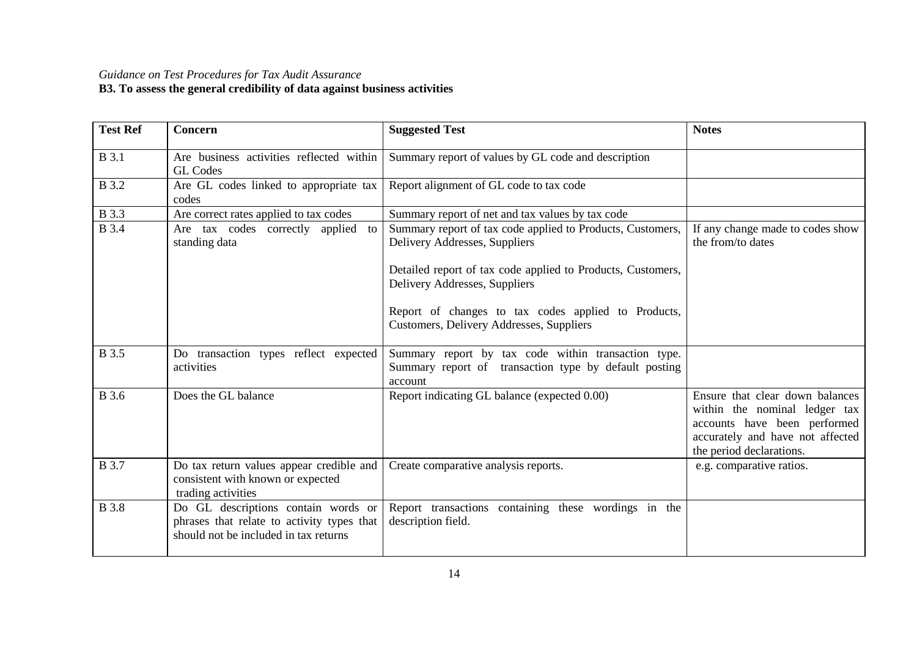*Guidance on Test Procedures for Tax Audit Assurance*

**B3. To assess the general credibility of data against business activities**

| Test Ref | Concern | Suggested Test | Notes |
|---|---|---|---|
| B 3.1 | Are business activities reflected within GL Codes | Summary report of values by GL code and description | |
| B 3.2 | Are GL codes linked to appropriate tax codes | Report alignment of GL code to tax code | |
| B 3.3 | Are correct rates applied to tax codes | Summary report of net and tax values by tax code | |
| B 3.4 | Are tax codes correctly applied to standing data | Summary report of tax code applied to Products, Customers, Delivery Addresses, Suppliers<br><br>Detailed report of tax code applied to Products, Customers, Delivery Addresses, Suppliers<br><br>Report of changes to tax codes applied to Products, Customers, Delivery Addresses, Suppliers | If any change made to codes show the from/to dates |
| B 3.5 | Do transaction types reflect expected activities | Summary report by tax code within transaction type. Summary report of transaction type by default posting account | |
| B 3.6 | Does the GL balance | Report indicating GL balance (expected 0.00) | Ensure that clear down balances within the nominal ledger tax accounts have been performed accurately and have not affected the period declarations. |
| B 3.7 | Do tax return values appear credible and consistent with known or expected trading activities | Create comparative analysis reports. | e.g. comparative ratios. |
| B 3.8 | Do GL descriptions contain words or phrases that relate to activity types that should not be included in tax returns | Report transactions containing these wordings in the description field. | |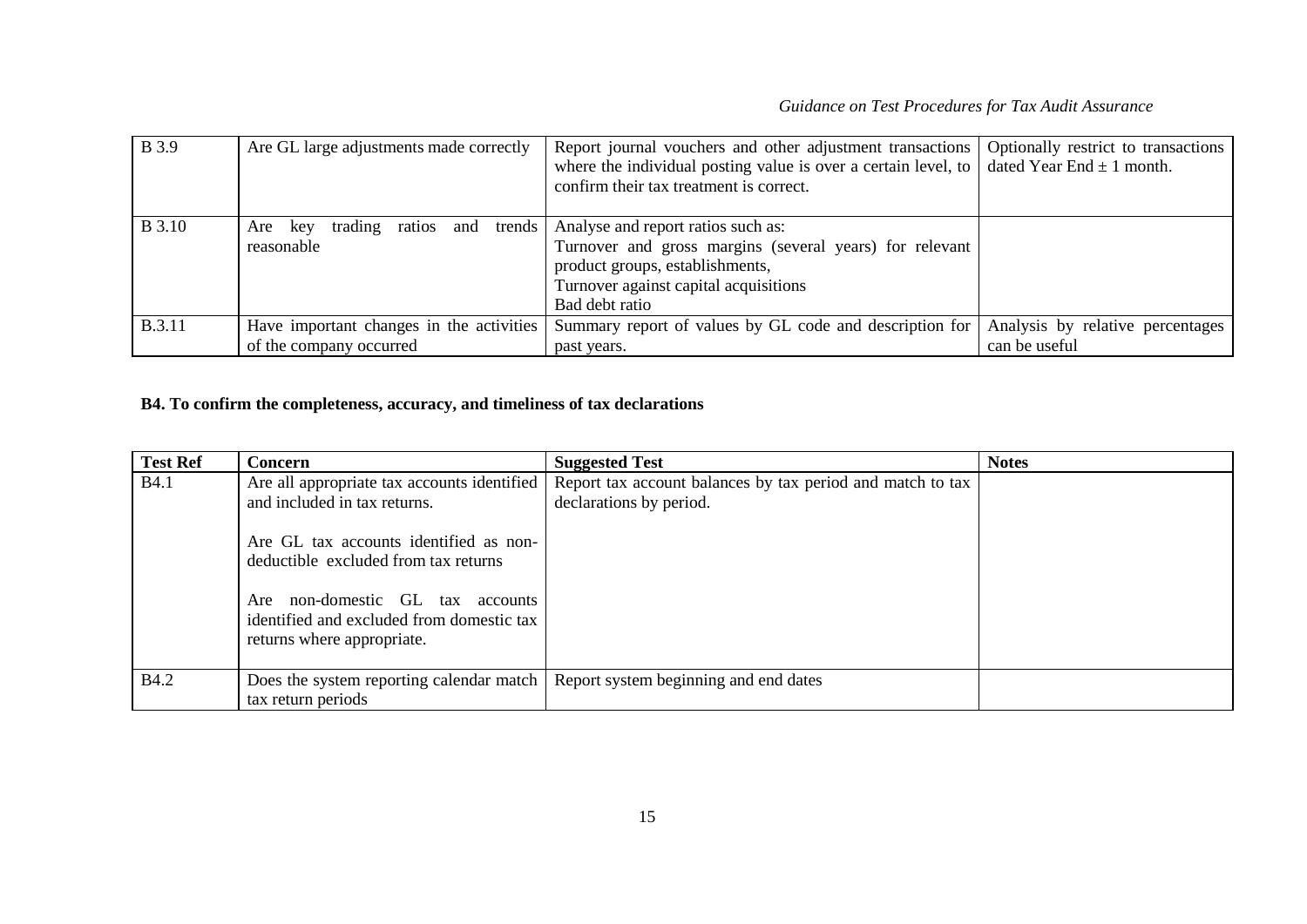| B 3.9 | Are GL large adjustments made correctly | Report journal vouchers and other adjustment transactions where the individual posting value is over a certain level, to confirm their tax treatment is correct. | Optionally restrict to transactions dated Year End ± 1 month. |
|---|---|---|---|
| B 3.10 | Are key trading ratios and trends reasonable | Analyse and report ratios such as:<br>Turnover and gross margins (several years) for relevant product groups, establishments,<br>Turnover against capital acquisitions<br>Bad debt ratio | |
| B.3.11 | Have important changes in the activities of the company occurred | Summary report of values by GL code and description for past years. | Analysis by relative percentages can be useful |

**B4. To confirm the completeness, accuracy, and timeliness of tax declarations**

| Test Ref | Concern | Suggested Test | Notes |
|---|---|---|---|
| B4.1 | Are all appropriate tax accounts identified and included in tax returns.<br><br>Are GL tax accounts identified as non-deductible excluded from tax returns<br><br>Are non-domestic GL tax accounts identified and excluded from domestic tax returns where appropriate. | Report tax account balances by tax period and match to tax declarations by period. | |
| B4.2 | Does the system reporting calendar match tax return periods | Report system beginning and end dates | |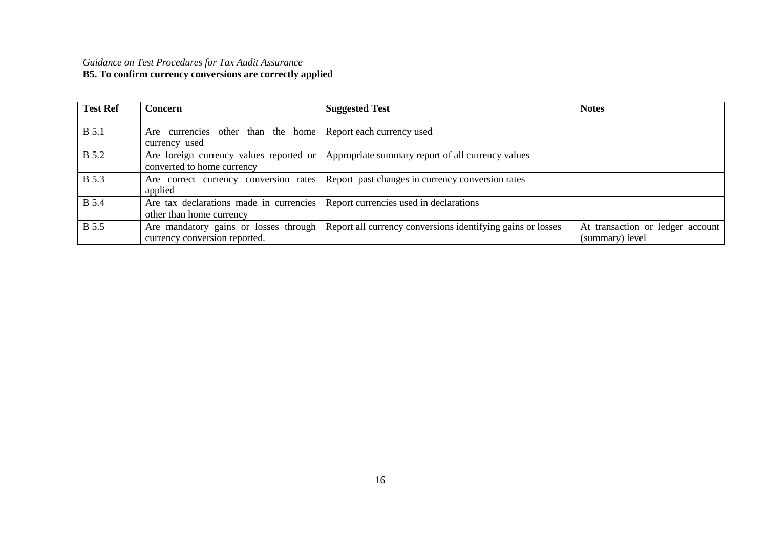*Guidance on Test Procedures for Tax Audit Assurance*

**B5. To confirm currency conversions are correctly applied**

| **Test Ref** | **Concern** | **Suggested Test** | **Notes** |
|---|---|---|---|
| B 5.1 | Are currencies other than the home currency used | Report each currency used | |
| B 5.2 | Are foreign currency values reported or converted to home currency | Appropriate summary report of all currency values | |
| B 5.3 | Are correct currency conversion rates applied | Report past changes in currency conversion rates | |
| B 5.4 | Are tax declarations made in currencies other than home currency | Report currencies used in declarations | |
| B 5.5 | Are mandatory gains or losses through currency conversion reported. | Report all currency conversions identifying gains or losses | At transaction or ledger account (summary) level |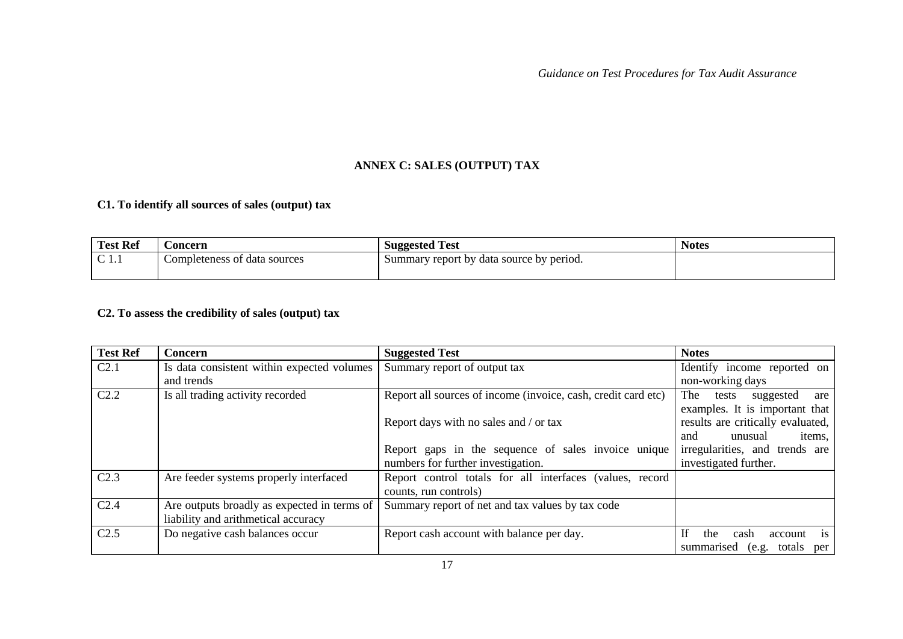## ANNEX C: SALES (OUTPUT) TAX

### C1. To identify all sources of sales (output) tax

| Test Ref | Concern | Suggested Test | Notes |
|---|---|---|---|
| C 1.1 | Completeness of data sources | Summary report by data source by period. | |

### C2. To assess the credibility of sales (output) tax

| Test Ref | Concern | Suggested Test | Notes |
|---|---|---|---|
| C2.1 | Is data consistent within expected volumes and trends | Summary report of output tax | Identify income reported on non-working days |
| C2.2 | Is all trading activity recorded | Report all sources of income (invoice, cash, credit card etc)<br><br>Report days with no sales and / or tax<br><br>Report gaps in the sequence of sales invoice unique numbers for further investigation. | The tests suggested are examples. It is important that results are critically evaluated, and unusual items, irregularities, and trends are investigated further. |
| C2.3 | Are feeder systems properly interfaced | Report control totals for all interfaces (values, record counts, run controls) | |
| C2.4 | Are outputs broadly as expected in terms of liability and arithmetical accuracy | Summary report of net and tax values by tax code | |
| C2.5 | Do negative cash balances occur | Report cash account with balance per day. | If the cash account is summarised (e.g. totals per |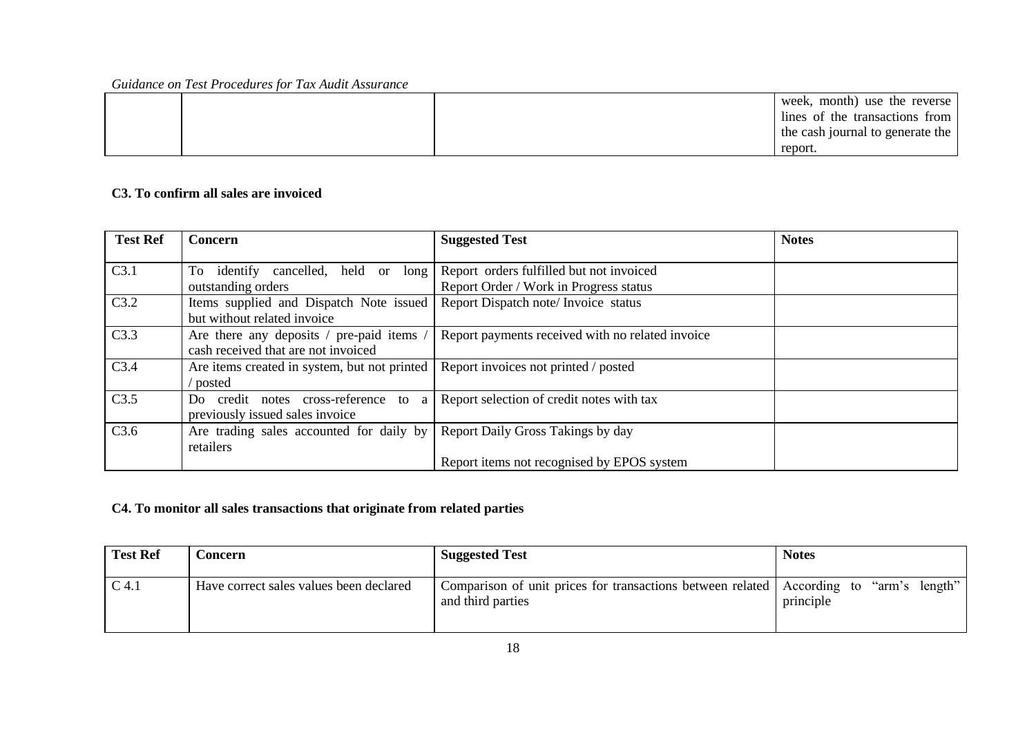| | | | week, month) use the reverse lines of the transactions from the cash journal to generate the report. |
|---|---|---|---|

**C3. To confirm all sales are invoiced**

| Test Ref | Concern | Suggested Test | Notes |
|---|---|---|---|
| C3.1 | To identify cancelled, held or long outstanding orders | Report orders fulfilled but not invoiced<br>Report Order / Work in Progress status | |
| C3.2 | Items supplied and Dispatch Note issued but without related invoice | Report Dispatch note/ Invoice status | |
| C3.3 | Are there any deposits / pre-paid items / cash received that are not invoiced | Report payments received with no related invoice | |
| C3.4 | Are items created in system, but not printed / posted | Report invoices not printed / posted | |
| C3.5 | Do credit notes cross-reference to a previously issued sales invoice | Report selection of credit notes with tax | |
| C3.6 | Are trading sales accounted for daily by retailers | Report Daily Gross Takings by day<br><br>Report items not recognised by EPOS system | |

**C4. To monitor all sales transactions that originate from related parties**

| Test Ref | Concern | Suggested Test | Notes |
|---|---|---|---|
| C 4.1 | Have correct sales values been declared | Comparison of unit prices for transactions between related and third parties | According to "arm's length" principle |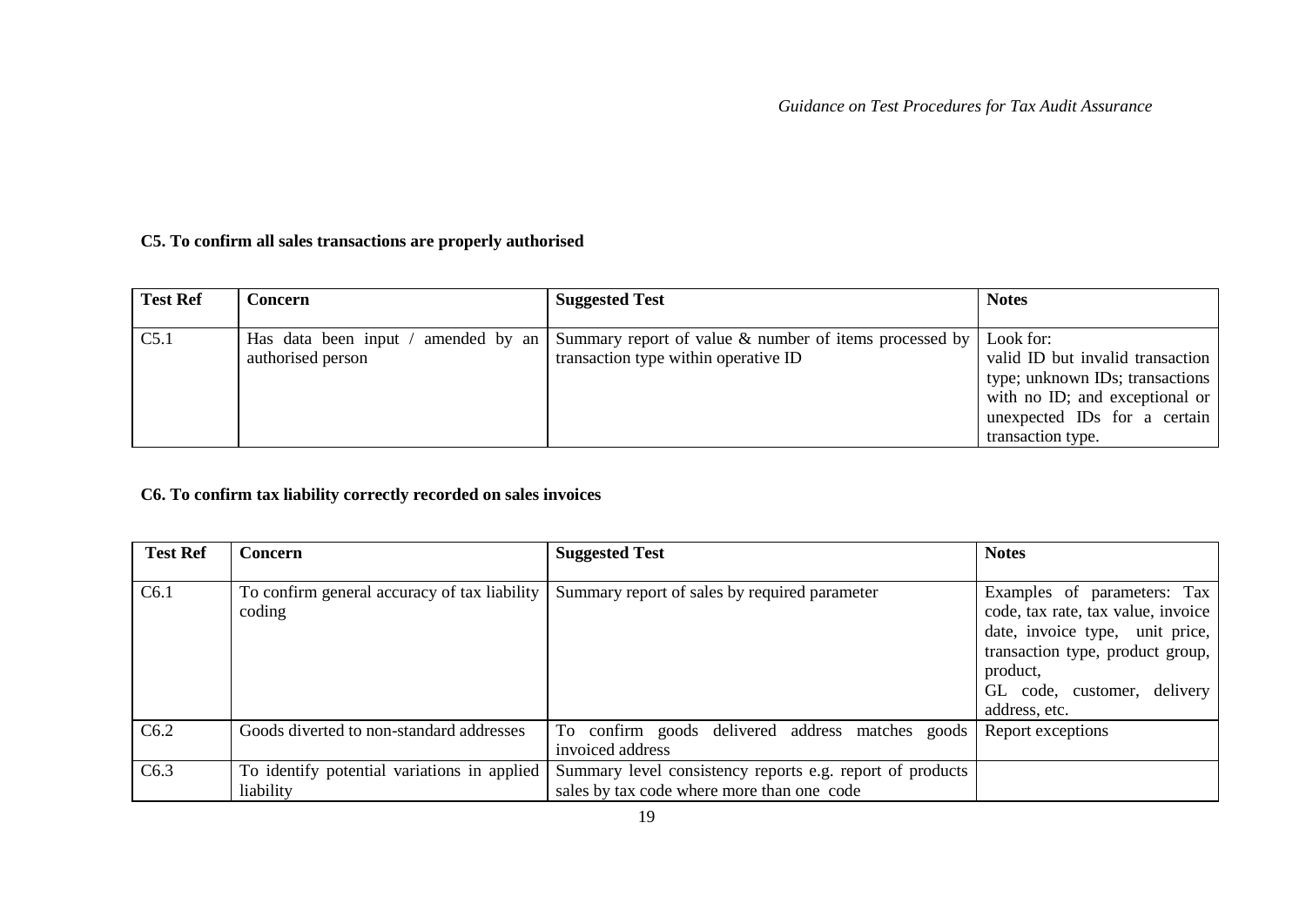**C5. To confirm all sales transactions are properly authorised**

| Test Ref | Concern | Suggested Test | Notes |
|---|---|---|---|
| C5.1 | Has data been input / amended by an authorised person | Summary report of value & number of items processed by transaction type within operative ID | Look for: valid ID but invalid transaction type; unknown IDs; transactions with no ID; and exceptional or unexpected IDs for a certain transaction type. |

**C6. To confirm tax liability correctly recorded on sales invoices**

| Test Ref | Concern | Suggested Test | Notes |
|---|---|---|---|
| C6.1 | To confirm general accuracy of tax liability coding | Summary report of sales by required parameter | Examples of parameters: Tax code, tax rate, tax value, invoice date, invoice type, unit price, transaction type, product group, product, GL code, customer, delivery address, etc. |
| C6.2 | Goods diverted to non-standard addresses | To confirm goods delivered address matches goods invoiced address | Report exceptions |
| C6.3 | To identify potential variations in applied liability | Summary level consistency reports e.g. report of products sales by tax code where more than one code | |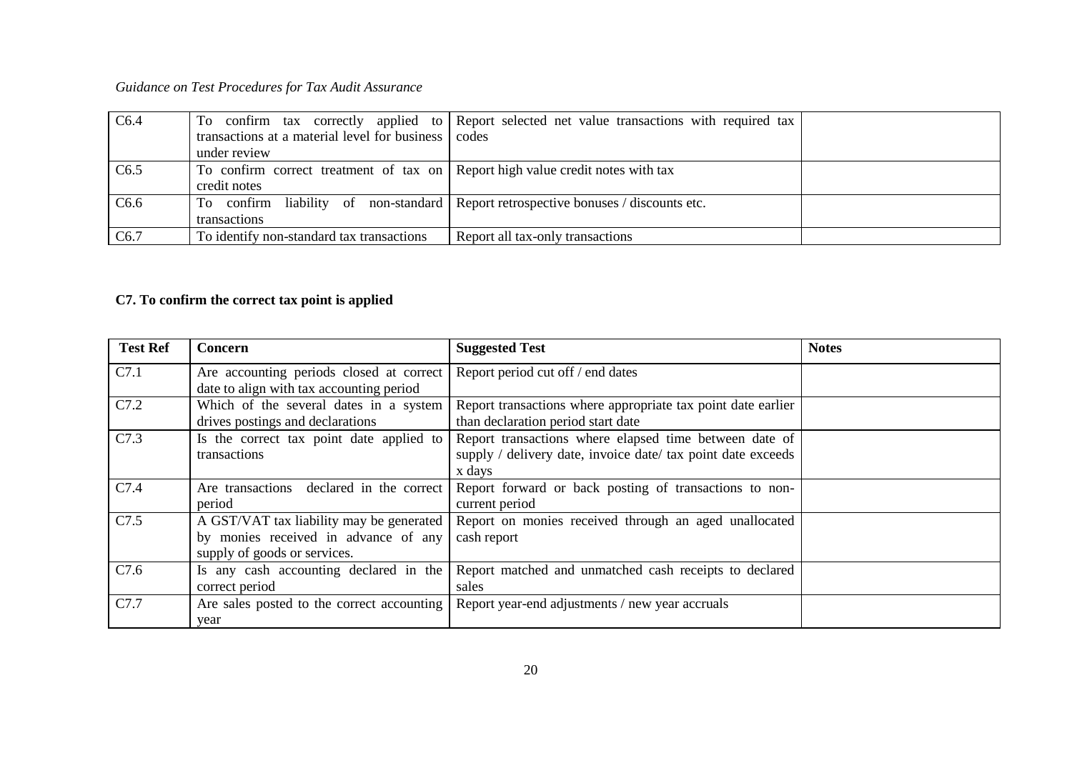| | | | |
|---|---|---|---|
| C6.4 | To confirm tax correctly applied to transactions at a material level for business under review | Report selected net value transactions with required tax codes | |
| C6.5 | To confirm correct treatment of tax on credit notes | Report high value credit notes with tax | |
| C6.6 | To confirm liability of non-standard transactions | Report retrospective bonuses / discounts etc. | |
| C6.7 | To identify non-standard tax transactions | Report all tax-only transactions | |

**C7. To confirm the correct tax point is applied**

| Test Ref | Concern | Suggested Test | Notes |
|---|---|---|---|
| C7.1 | Are accounting periods closed at correct date to align with tax accounting period | Report period cut off / end dates | |
| C7.2 | Which of the several dates in a system drives postings and declarations | Report transactions where appropriate tax point date earlier than declaration period start date | |
| C7.3 | Is the correct tax point date applied to transactions | Report transactions where elapsed time between date of supply / delivery date, invoice date/ tax point date exceeds x days | |
| C7.4 | Are transactions declared in the correct period | Report forward or back posting of transactions to non-current period | |
| C7.5 | A GST/VAT tax liability may be generated by monies received in advance of any supply of goods or services. | Report on monies received through an aged unallocated cash report | |
| C7.6 | Is any cash accounting declared in the correct period | Report matched and unmatched cash receipts to declared sales | |
| C7.7 | Are sales posted to the correct accounting year | Report year-end adjustments / new year accruals | |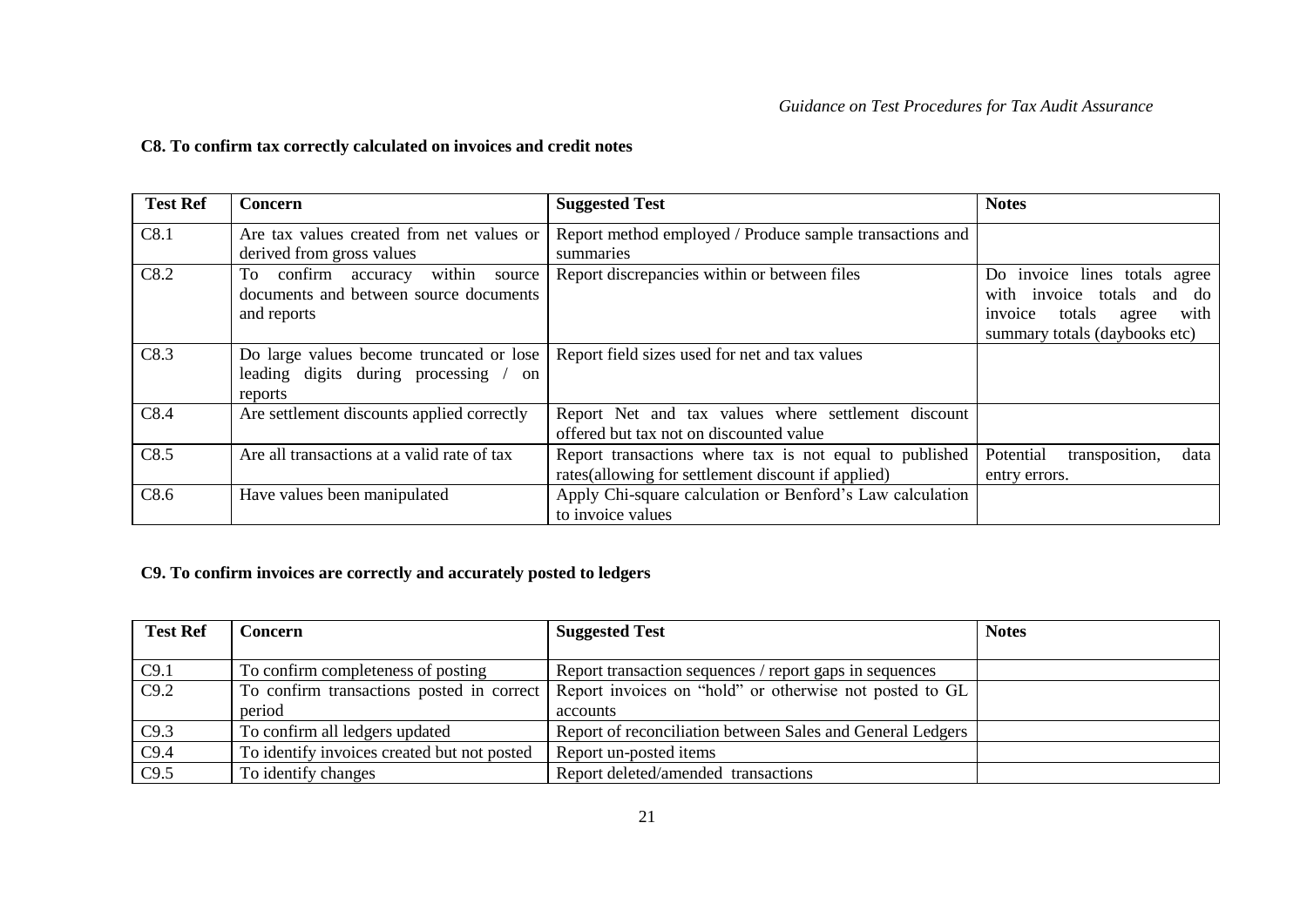### C8. To confirm tax correctly calculated on invoices and credit notes

| Test Ref | Concern | Suggested Test | Notes |
|---|---|---|---|
| C8.1 | Are tax values created from net values or derived from gross values | Report method employed / Produce sample transactions and summaries | |
| C8.2 | To confirm accuracy within source documents and between source documents and reports | Report discrepancies within or between files | Do invoice lines totals agree with invoice totals and do invoice totals agree with summary totals (daybooks etc) |
| C8.3 | Do large values become truncated or lose leading digits during processing / on reports | Report field sizes used for net and tax values | |
| C8.4 | Are settlement discounts applied correctly | Report Net and tax values where settlement discount offered but tax not on discounted value | |
| C8.5 | Are all transactions at a valid rate of tax | Report transactions where tax is not equal to published rates(allowing for settlement discount if applied) | Potential transposition, data entry errors. |
| C8.6 | Have values been manipulated | Apply Chi-square calculation or Benford's Law calculation to invoice values | |

### C9. To confirm invoices are correctly and accurately posted to ledgers

| Test Ref | Concern | Suggested Test | Notes |
|---|---|---|---|
| C9.1 | To confirm completeness of posting | Report transaction sequences / report gaps in sequences | |
| C9.2 | To confirm transactions posted in correct period | Report invoices on "hold" or otherwise not posted to GL accounts | |
| C9.3 | To confirm all ledgers updated | Report of reconciliation between Sales and General Ledgers | |
| C9.4 | To identify invoices created but not posted | Report un-posted items | |
| C9.5 | To identify changes | Report deleted/amended transactions | |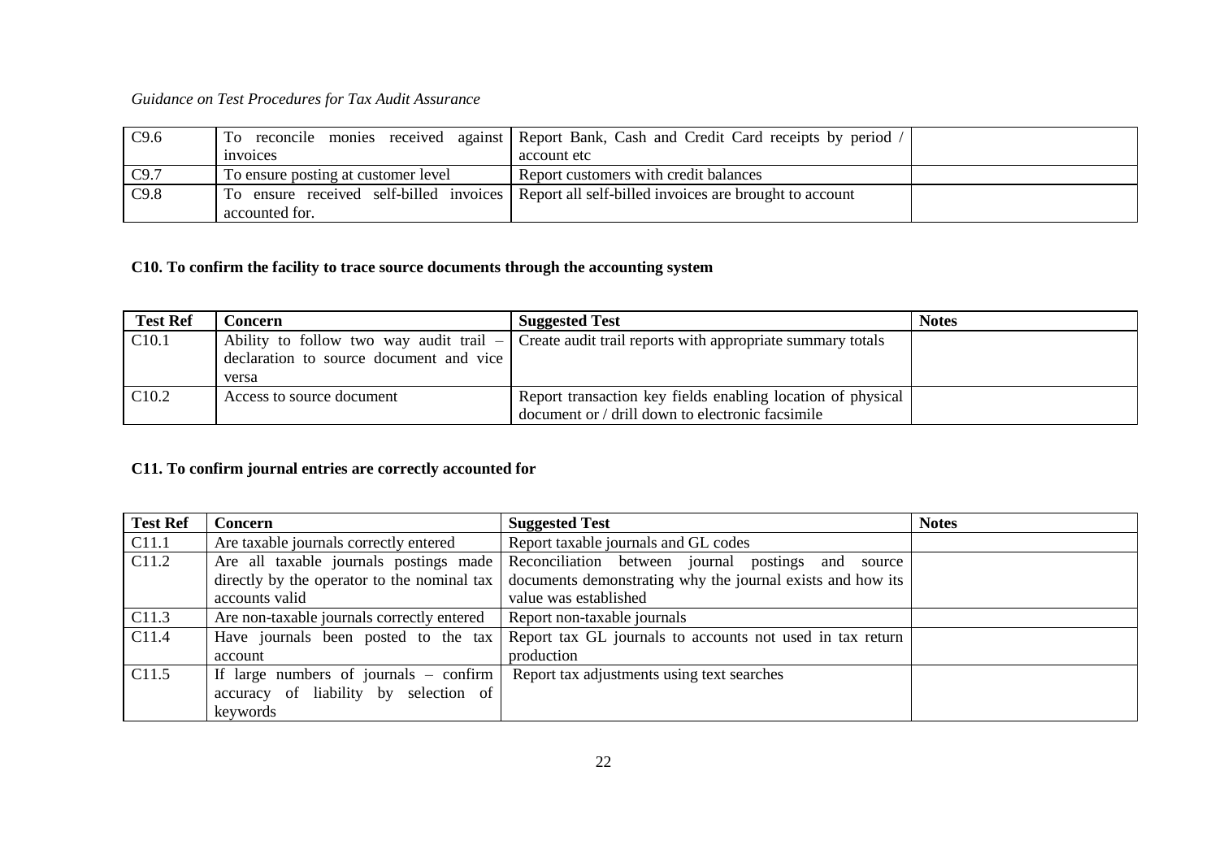| C9.6 | To reconcile monies received against invoices | Report Bank, Cash and Credit Card receipts by period / account etc | |
|---|---|---|---|
| C9.7 | To ensure posting at customer level | Report customers with credit balances | |
| C9.8 | To ensure received self-billed invoices accounted for. | Report all self-billed invoices are brought to account | |

**C10. To confirm the facility to trace source documents through the accounting system**

| Test Ref | Concern | Suggested Test | Notes |
|---|---|---|---|
| C10.1 | Ability to follow two way audit trail – declaration to source document and vice versa | Create audit trail reports with appropriate summary totals | |
| C10.2 | Access to source document | Report transaction key fields enabling location of physical document or / drill down to electronic facsimile | |

**C11. To confirm journal entries are correctly accounted for**

| Test Ref | Concern | Suggested Test | Notes |
|---|---|---|---|
| C11.1 | Are taxable journals correctly entered | Report taxable journals and GL codes | |
| C11.2 | Are all taxable journals postings made directly by the operator to the nominal tax accounts valid | Reconciliation between journal postings and source documents demonstrating why the journal exists and how its value was established | |
| C11.3 | Are non-taxable journals correctly entered | Report non-taxable journals | |
| C11.4 | Have journals been posted to the tax account | Report tax GL journals to accounts not used in tax return production | |
| C11.5 | If large numbers of journals – confirm accuracy of liability by selection of keywords | Report tax adjustments using text searches | |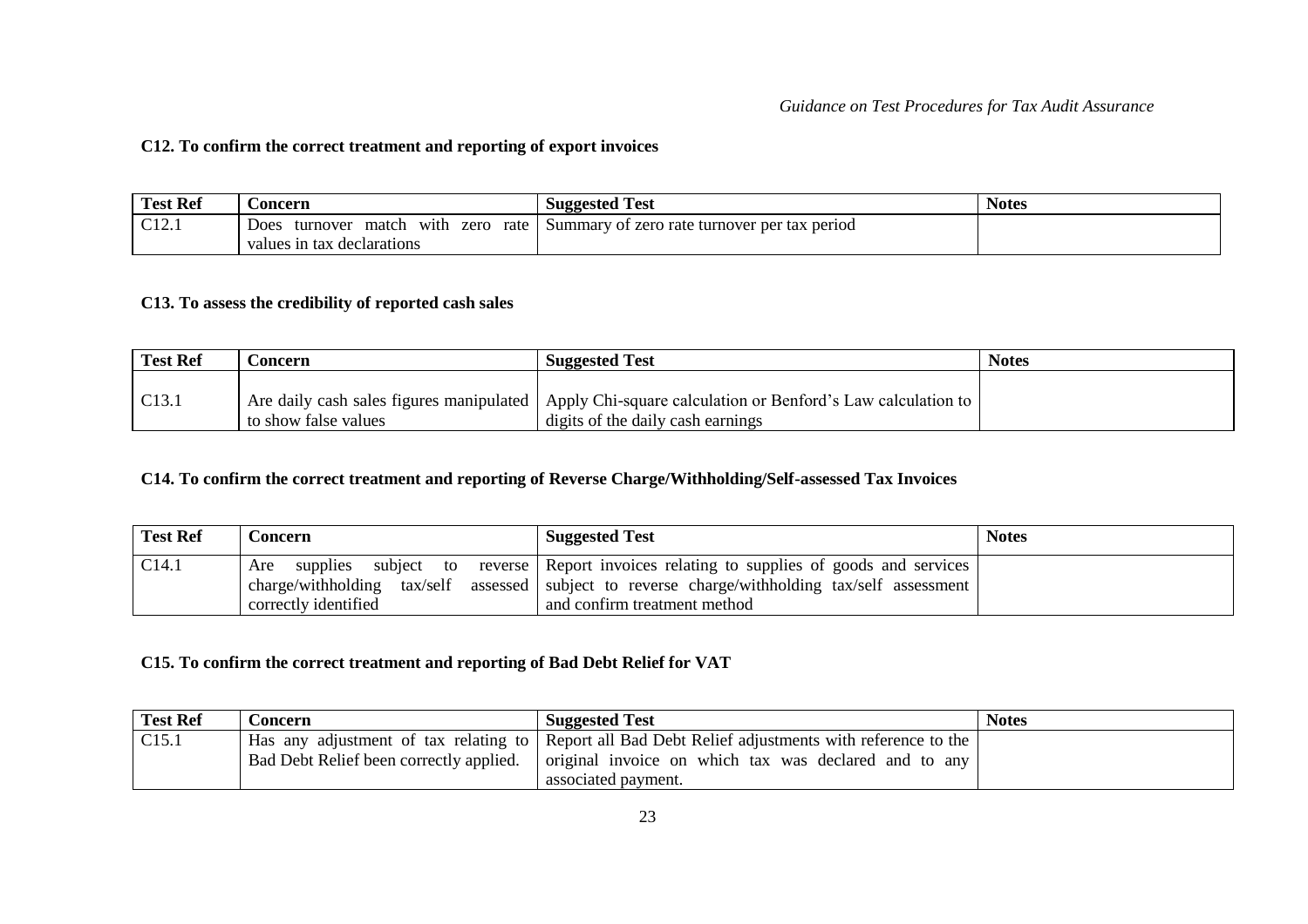**C12. To confirm the correct treatment and reporting of export invoices**

| Test Ref | Concern | Suggested Test | Notes |
|---|---|---|---|
| C12.1 | Does turnover match with zero rate values in tax declarations | Summary of zero rate turnover per tax period | |

**C13. To assess the credibility of reported cash sales**

| Test Ref | Concern | Suggested Test | Notes |
|---|---|---|---|
| C13.1 | Are daily cash sales figures manipulated to show false values | Apply Chi-square calculation or Benford's Law calculation to digits of the daily cash earnings | |

**C14. To confirm the correct treatment and reporting of Reverse Charge/Withholding/Self-assessed Tax Invoices**

| Test Ref | Concern | Suggested Test | Notes |
|---|---|---|---|
| C14.1 | Are supplies subject to reverse charge/withholding tax/self assessed correctly identified | Report invoices relating to supplies of goods and services subject to reverse charge/withholding tax/self assessment and confirm treatment method | |

**C15. To confirm the correct treatment and reporting of Bad Debt Relief for VAT**

| Test Ref | Concern | Suggested Test | Notes |
|---|---|---|---|
| C15.1 | Has any adjustment of tax relating to Bad Debt Relief been correctly applied. | Report all Bad Debt Relief adjustments with reference to the original invoice on which tax was declared and to any associated payment. | |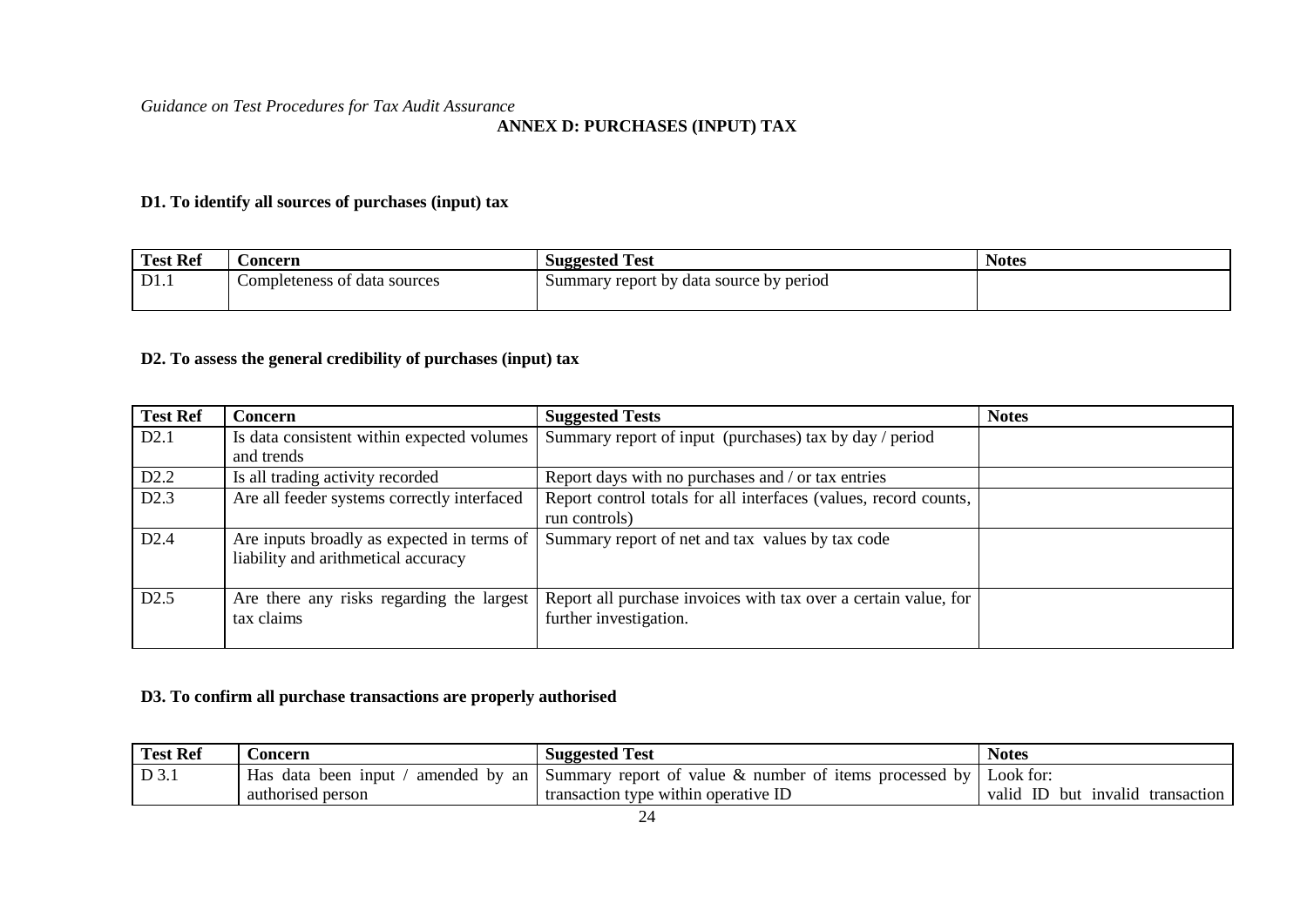*Guidance on Test Procedures for Tax Audit Assurance*

## ANNEX D: PURCHASES (INPUT) TAX

### D1. To identify all sources of purchases (input) tax

| Test Ref | Concern | Suggested Test | Notes |
|---|---|---|---|
| D1.1 | Completeness of data sources | Summary report by data source by period | |

### D2. To assess the general credibility of purchases (input) tax

| Test Ref | Concern | Suggested Tests | Notes |
|---|---|---|---|
| D2.1 | Is data consistent within expected volumes and trends | Summary report of input (purchases) tax by day / period | |
| D2.2 | Is all trading activity recorded | Report days with no purchases and / or tax entries | |
| D2.3 | Are all feeder systems correctly interfaced | Report control totals for all interfaces (values, record counts, run controls) | |
| D2.4 | Are inputs broadly as expected in terms of liability and arithmetical accuracy | Summary report of net and tax values by tax code | |
| D2.5 | Are there any risks regarding the largest tax claims | Report all purchase invoices with tax over a certain value, for further investigation. | |

### D3. To confirm all purchase transactions are properly authorised

| Test Ref | Concern | Suggested Test | Notes |
|---|---|---|---|
| D 3.1 | Has data been input / amended by an authorised person | Summary report of value & number of items processed by transaction type within operative ID | Look for: valid ID but invalid transaction |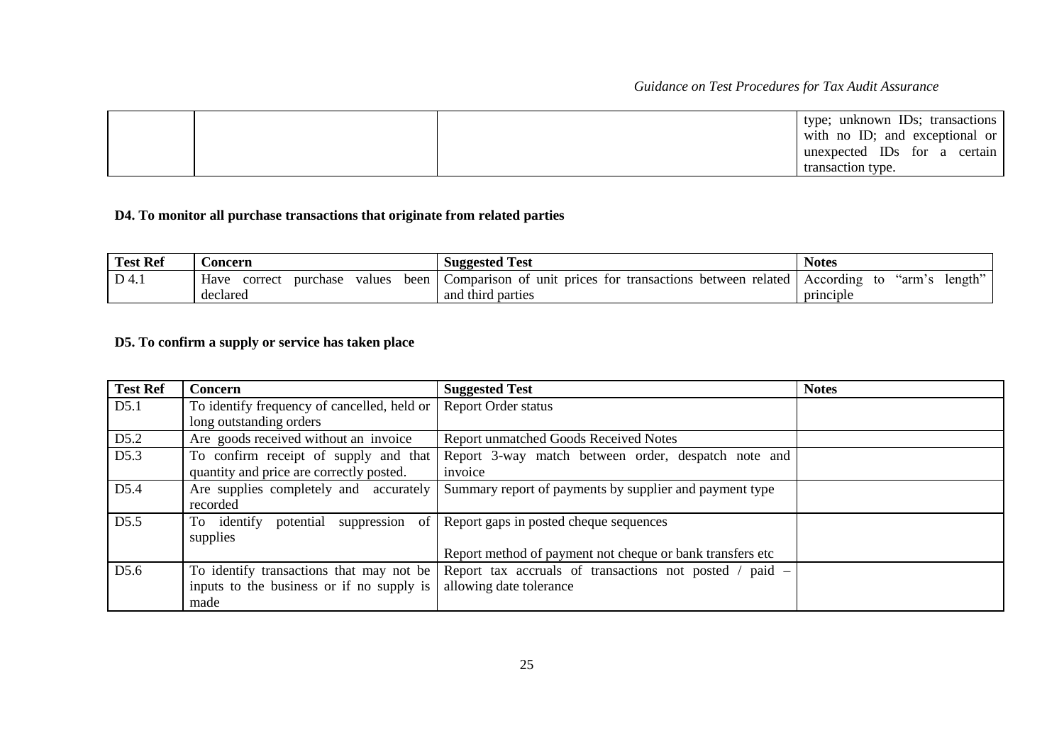| | | | type; unknown IDs; transactions with no ID; and exceptional or unexpected IDs for a certain transaction type. |
|---|---|---|---|

**D4. To monitor all purchase transactions that originate from related parties**

| Test Ref | Concern | Suggested Test | Notes |
|---|---|---|---|
| D 4.1 | Have correct purchase values been declared | Comparison of unit prices for transactions between related and third parties | According to "arm's length" principle |

**D5. To confirm a supply or service has taken place**

| Test Ref | Concern | Suggested Test | Notes |
|---|---|---|---|
| D5.1 | To identify frequency of cancelled, held or long outstanding orders | Report Order status | |
| D5.2 | Are goods received without an invoice | Report unmatched Goods Received Notes | |
| D5.3 | To confirm receipt of supply and that quantity and price are correctly posted. | Report 3-way match between order, despatch note and invoice | |
| D5.4 | Are supplies completely and accurately recorded | Summary report of payments by supplier and payment type | |
| D5.5 | To identify potential suppression of supplies | Report gaps in posted cheque sequences<br><br>Report method of payment not cheque or bank transfers etc | |
| D5.6 | To identify transactions that may not be inputs to the business or if no supply is made | Report tax accruals of transactions not posted / paid – allowing date tolerance | |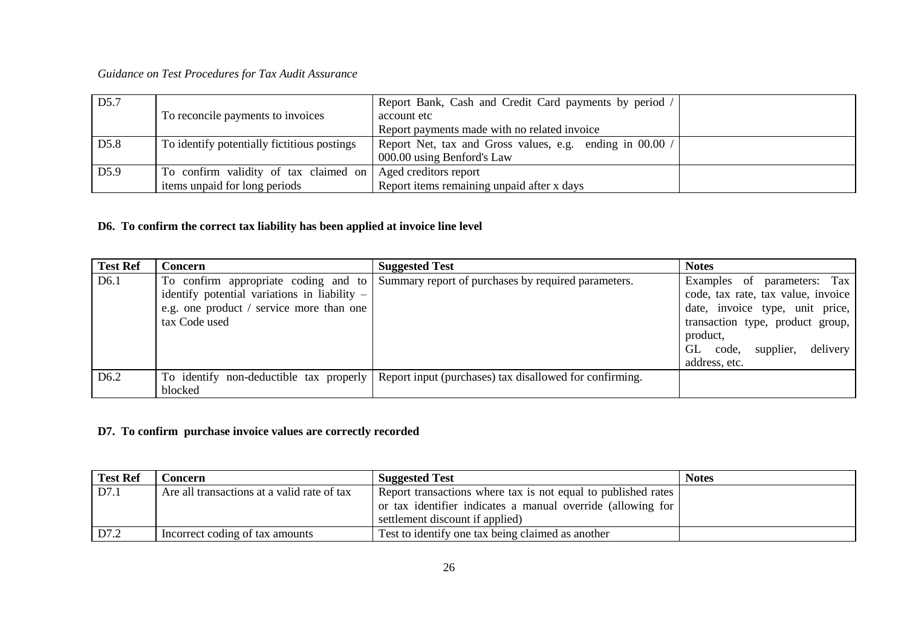| | | | |
|---|---|---|---|
| D5.7 | To reconcile payments to invoices | Report Bank, Cash and Credit Card payments by period / account etc<br>Report payments made with no related invoice | |
| D5.8 | To identify potentially fictitious postings | Report Net, tax and Gross values, e.g. ending in 00.00 / 000.00 using Benford's Law | |
| D5.9 | To confirm validity of tax claimed on items unpaid for long periods | Aged creditors report<br>Report items remaining unpaid after x days | |

**D6. To confirm the correct tax liability has been applied at invoice line level**

| Test Ref | Concern | Suggested Test | Notes |
|---|---|---|---|
| D6.1 | To confirm appropriate coding and to identify potential variations in liability – e.g. one product / service more than one tax Code used | Summary report of purchases by required parameters. | Examples of parameters: Tax code, tax rate, tax value, invoice date, invoice type, unit price, transaction type, product group, product,<br>GL code, supplier, delivery address, etc. |
| D6.2 | To identify non-deductible tax properly blocked | Report input (purchases) tax disallowed for confirming. | |

**D7. To confirm purchase invoice values are correctly recorded**

| Test Ref | Concern | Suggested Test | Notes |
|---|---|---|---|
| D7.1 | Are all transactions at a valid rate of tax | Report transactions where tax is not equal to published rates or tax identifier indicates a manual override (allowing for settlement discount if applied) | |
| D7.2 | Incorrect coding of tax amounts | Test to identify one tax being claimed as another | |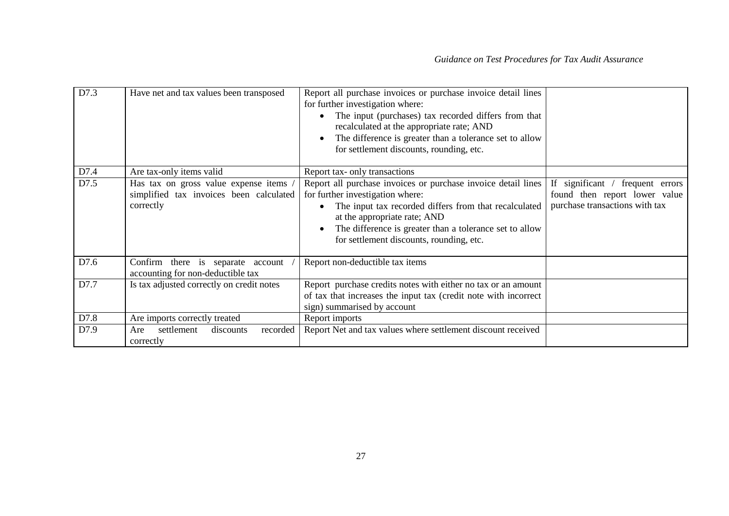| | | | |
|---|---|---|---|
| D7.3 | Have net and tax values been transposed | Report all purchase invoices or purchase invoice detail lines for further investigation where:<br>• The input (purchases) tax recorded differs from that recalculated at the appropriate rate; AND<br>• The difference is greater than a tolerance set to allow for settlement discounts, rounding, etc. | |
| D7.4 | Are tax-only items valid | Report tax- only transactions | |
| D7.5 | Has tax on gross value expense items / simplified tax invoices been calculated correctly | Report all purchase invoices or purchase invoice detail lines for further investigation where:<br>• The input tax recorded differs from that recalculated at the appropriate rate; AND<br>• The difference is greater than a tolerance set to allow for settlement discounts, rounding, etc. | If significant / frequent errors found then report lower value purchase transactions with tax |
| D7.6 | Confirm there is separate account / accounting for non-deductible tax | Report non-deductible tax items | |
| D7.7 | Is tax adjusted correctly on credit notes | Report purchase credits notes with either no tax or an amount of tax that increases the input tax (credit note with incorrect sign) summarised by account | |
| D7.8 | Are imports correctly treated | Report imports | |
| D7.9 | Are settlement discounts recorded correctly | Report Net and tax values where settlement discount received | |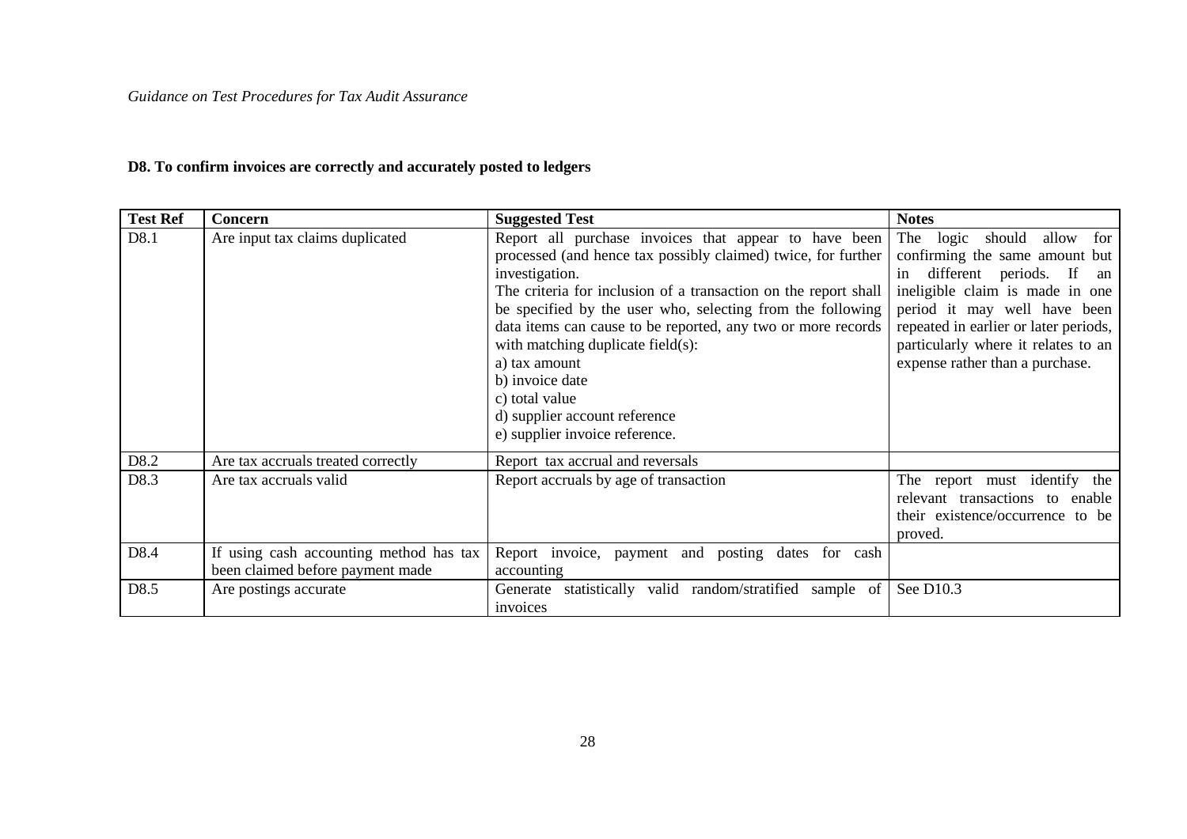## D8. To confirm invoices are correctly and accurately posted to ledgers

| Test Ref | Concern | Suggested Test | Notes |
|---|---|---|---|
| D8.1 | Are input tax claims duplicated | Report all purchase invoices that appear to have been processed (and hence tax possibly claimed) twice, for further investigation.<br>The criteria for inclusion of a transaction on the report shall be specified by the user who, selecting from the following data items can cause to be reported, any two or more records with matching duplicate field(s):<br>a) tax amount<br>b) invoice date<br>c) total value<br>d) supplier account reference<br>e) supplier invoice reference. | The logic should allow for confirming the same amount but in different periods. If an ineligible claim is made in one period it may well have been repeated in earlier or later periods, particularly where it relates to an expense rather than a purchase. |
| D8.2 | Are tax accruals treated correctly | Report tax accrual and reversals | |
| D8.3 | Are tax accruals valid | Report accruals by age of transaction | The report must identify the relevant transactions to enable their existence/occurrence to be proved. |
| D8.4 | If using cash accounting method has tax been claimed before payment made | Report invoice, payment and posting dates for cash accounting | |
| D8.5 | Are postings accurate | Generate statistically valid random/stratified sample of invoices | See D10.3 |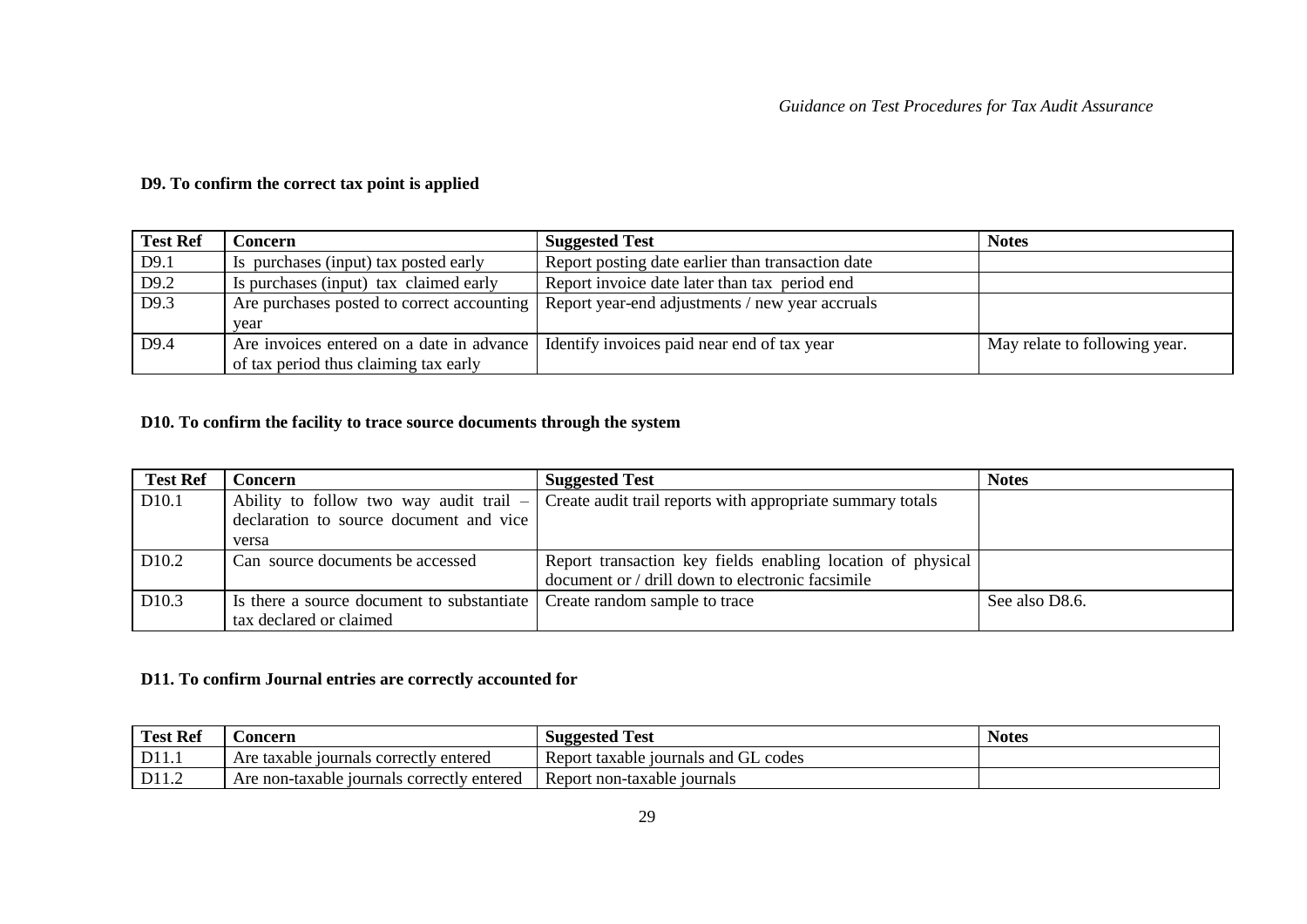### D9. To confirm the correct tax point is applied

| Test Ref | Concern | Suggested Test | Notes |
|---|---|---|---|
| D9.1 | Is purchases (input) tax posted early | Report posting date earlier than transaction date | |
| D9.2 | Is purchases (input) tax claimed early | Report invoice date later than tax period end | |
| D9.3 | Are purchases posted to correct accounting year | Report year-end adjustments / new year accruals | |
| D9.4 | Are invoices entered on a date in advance of tax period thus claiming tax early | Identify invoices paid near end of tax year | May relate to following year. |

### D10. To confirm the facility to trace source documents through the system

| Test Ref | Concern | Suggested Test | Notes |
|---|---|---|---|
| D10.1 | Ability to follow two way audit trail – declaration to source document and vice versa | Create audit trail reports with appropriate summary totals | |
| D10.2 | Can source documents be accessed | Report transaction key fields enabling location of physical document or / drill down to electronic facsimile | |
| D10.3 | Is there a source document to substantiate tax declared or claimed | Create random sample to trace | See also D8.6. |

### D11. To confirm Journal entries are correctly accounted for

| Test Ref | Concern | Suggested Test | Notes |
|---|---|---|---|
| D11.1 | Are taxable journals correctly entered | Report taxable journals and GL codes | |
| D11.2 | Are non-taxable journals correctly entered | Report non-taxable journals | |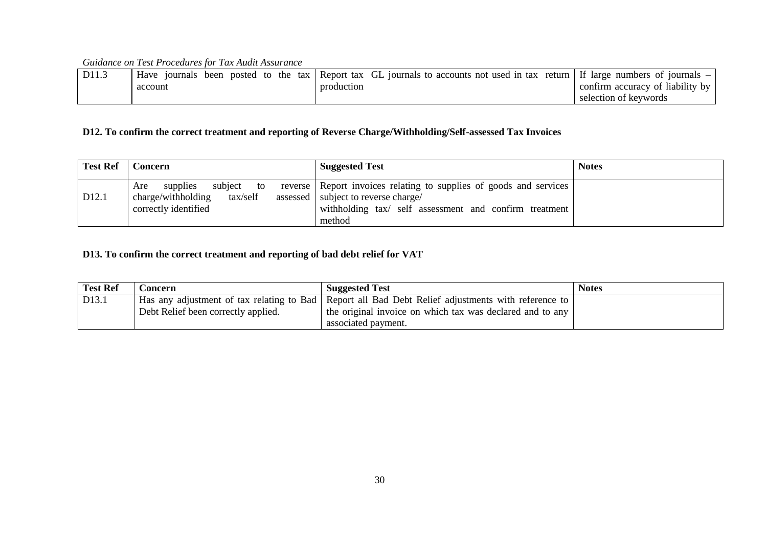| D11.3 | Have journals been posted to the tax account | Report tax GL journals to accounts not used in tax return production | If large numbers of journals – confirm accuracy of liability by selection of keywords |
|---|---|---|---|

**D12. To confirm the correct treatment and reporting of Reverse Charge/Withholding/Self-assessed Tax Invoices**

| Test Ref | Concern | Suggested Test | Notes |
|---|---|---|---|
| D12.1 | Are supplies subject to reverse charge/withholding tax/self assessed correctly identified | Report invoices relating to supplies of goods and services subject to reverse charge/ withholding tax/ self assessment and confirm treatment method | |

**D13. To confirm the correct treatment and reporting of bad debt relief for VAT**

| Test Ref | Concern | Suggested Test | Notes |
|---|---|---|---|
| D13.1 | Has any adjustment of tax relating to Bad Debt Relief been correctly applied. | Report all Bad Debt Relief adjustments with reference to the original invoice on which tax was declared and to any associated payment. | |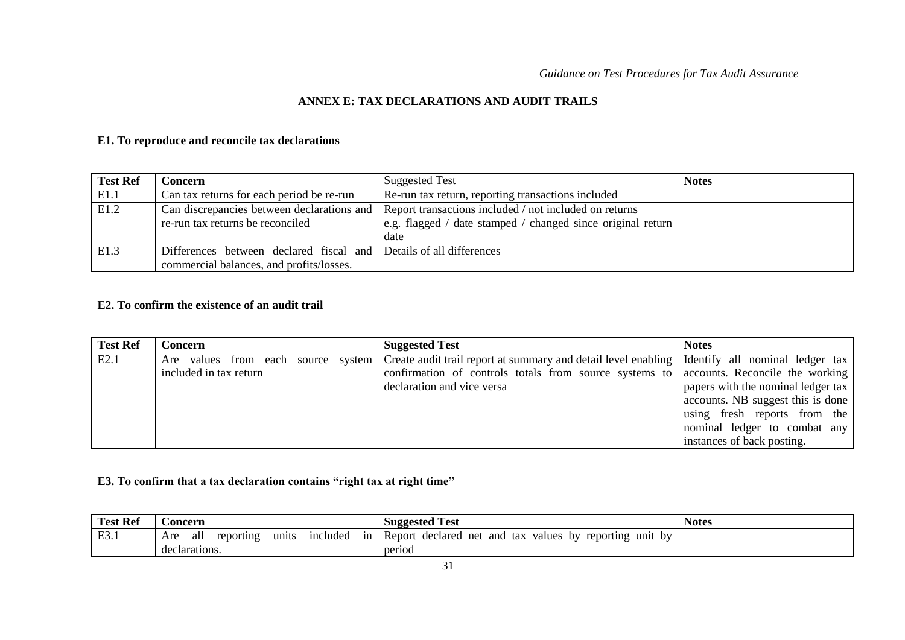## ANNEX E: TAX DECLARATIONS AND AUDIT TRAILS

### E1. To reproduce and reconcile tax declarations

| Test Ref | Concern | Suggested Test | Notes |
|---|---|---|---|
| E1.1 | Can tax returns for each period be re-run | Re-run tax return, reporting transactions included | |
| E1.2 | Can discrepancies between declarations and re-run tax returns be reconciled | Report transactions included / not included on returns e.g. flagged / date stamped / changed since original return date | |
| E1.3 | Differences between declared fiscal and commercial balances, and profits/losses. | Details of all differences | |

### E2. To confirm the existence of an audit trail

| Test Ref | Concern | Suggested Test | Notes |
|---|---|---|---|
| E2.1 | Are values from each source system included in tax return | Create audit trail report at summary and detail level enabling confirmation of controls totals from source systems to declaration and vice versa | Identify all nominal ledger tax accounts. Reconcile the working papers with the nominal ledger tax accounts. NB suggest this is done using fresh reports from the nominal ledger to combat any instances of back posting. |

### E3. To confirm that a tax declaration contains "right tax at right time"

| Test Ref | Concern | Suggested Test | Notes |
|---|---|---|---|
| E3.1 | Are all reporting units included in declarations. | Report declared net and tax values by reporting unit by period | |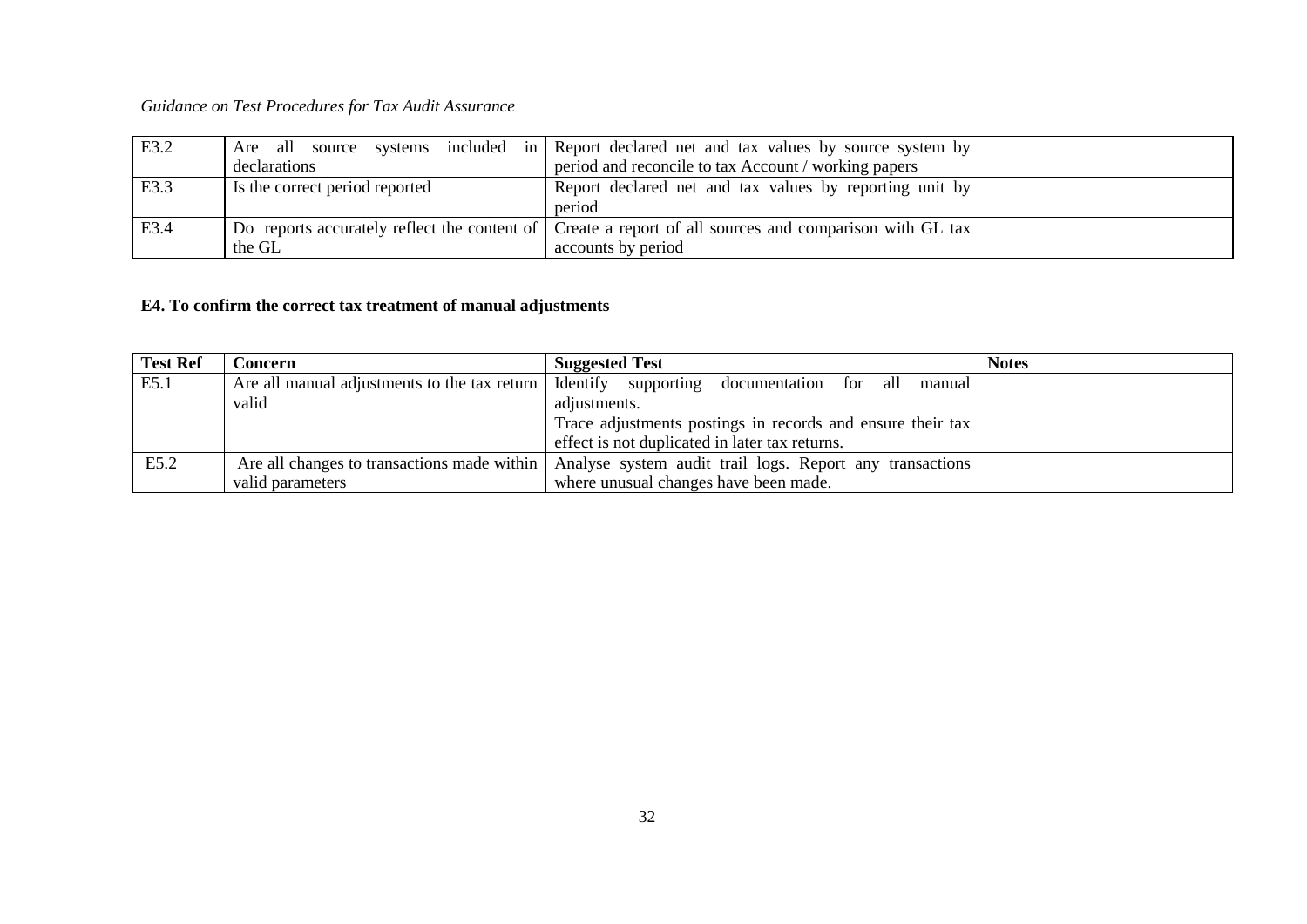| E3.2 | Are all source systems included in declarations | Report declared net and tax values by source system by period and reconcile to tax Account / working papers | |
|---|---|---|---|
| E3.3 | Is the correct period reported | Report declared net and tax values by reporting unit by period | |
| E3.4 | Do reports accurately reflect the content of the GL | Create a report of all sources and comparison with GL tax accounts by period | |

**E4. To confirm the correct tax treatment of manual adjustments**

| Test Ref | Concern | Suggested Test | Notes |
|---|---|---|---|
| E5.1 | Are all manual adjustments to the tax return valid | Identify supporting documentation for all manual adjustments.<br>Trace adjustments postings in records and ensure their tax effect is not duplicated in later tax returns. | |
| E5.2 | Are all changes to transactions made within valid parameters | Analyse system audit trail logs. Report any transactions where unusual changes have been made. | |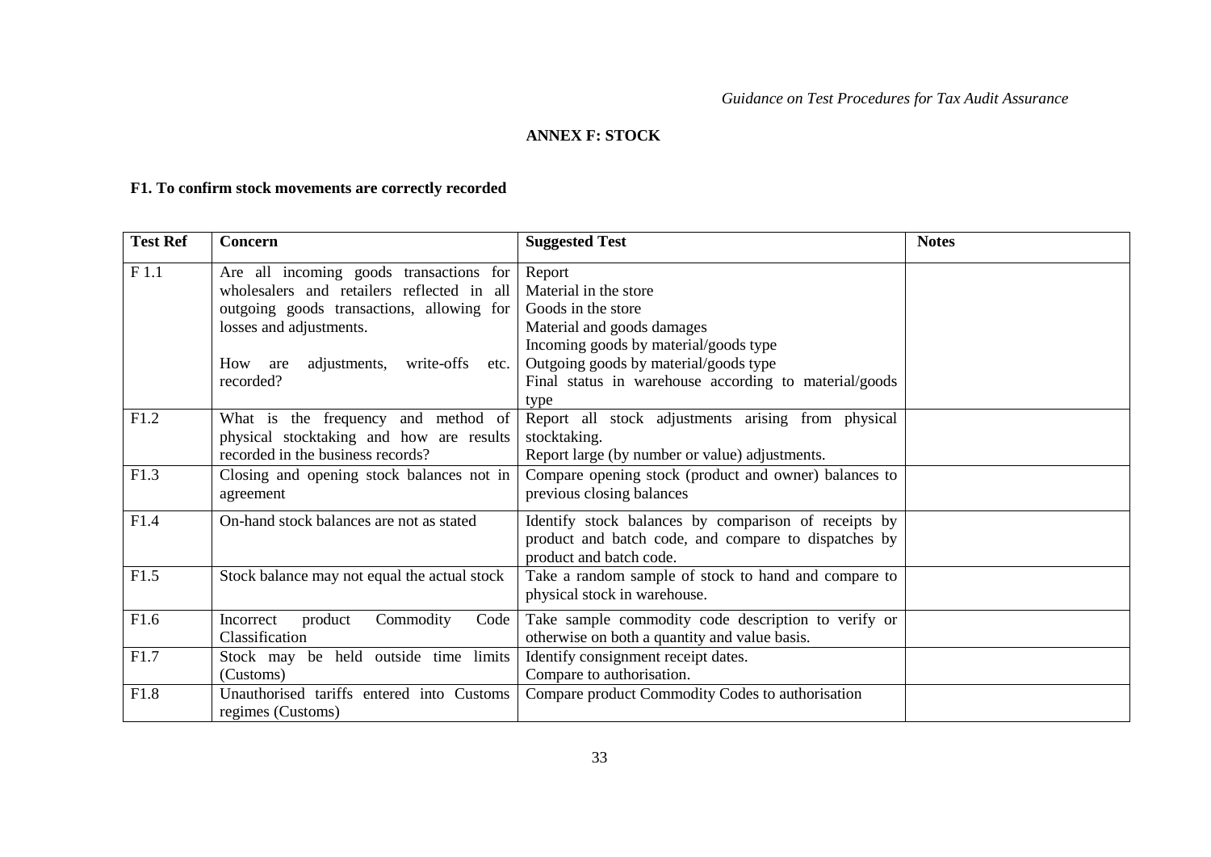## ANNEX F: STOCK

### F1. To confirm stock movements are correctly recorded

| Test Ref | Concern | Suggested Test | Notes |
|---|---|---|---|
| F 1.1 | Are all incoming goods transactions for wholesalers and retailers reflected in all outgoing goods transactions, allowing for losses and adjustments.<br><br>How are adjustments, write-offs etc. recorded? | Report<br>Material in the store<br>Goods in the store<br>Material and goods damages<br>Incoming goods by material/goods type<br>Outgoing goods by material/goods type<br>Final status in warehouse according to material/goods type | |
| F1.2 | What is the frequency and method of physical stocktaking and how are results recorded in the business records? | Report all stock adjustments arising from physical stocktaking.<br>Report large (by number or value) adjustments. | |
| F1.3 | Closing and opening stock balances not in agreement | Compare opening stock (product and owner) balances to previous closing balances | |
| F1.4 | On-hand stock balances are not as stated | Identify stock balances by comparison of receipts by product and batch code, and compare to dispatches by product and batch code. | |
| F1.5 | Stock balance may not equal the actual stock | Take a random sample of stock to hand and compare to physical stock in warehouse. | |
| F1.6 | Incorrect product Commodity Code Classification | Take sample commodity code description to verify or otherwise on both a quantity and value basis. | |
| F1.7 | Stock may be held outside time limits (Customs) | Identify consignment receipt dates.<br>Compare to authorisation. | |
| F1.8 | Unauthorised tariffs entered into Customs regimes (Customs) | Compare product Commodity Codes to authorisation | |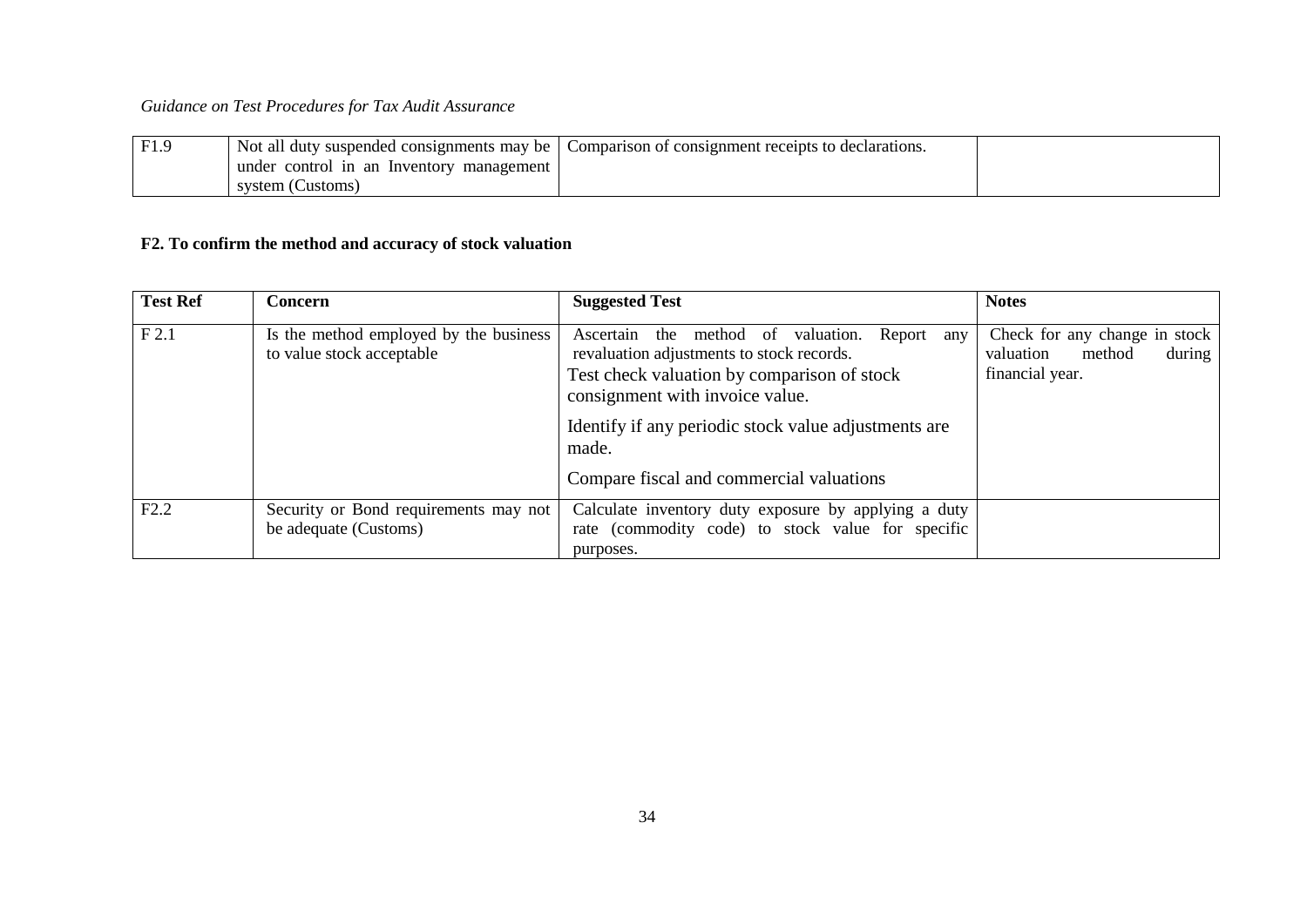| F1.9 | Not all duty suspended consignments may be under control in an Inventory management system (Customs) | Comparison of consignment receipts to declarations. | |
|---|---|---|---|

**F2. To confirm the method and accuracy of stock valuation**

| Test Ref | Concern | Suggested Test | Notes |
|---|---|---|---|
| F 2.1 | Is the method employed by the business to value stock acceptable | Ascertain the method of valuation. Report any revaluation adjustments to stock records.<br>Test check valuation by comparison of stock consignment with invoice value.<br>Identify if any periodic stock value adjustments are made.<br>Compare fiscal and commercial valuations | Check for any change in stock valuation method during financial year. |
| F2.2 | Security or Bond requirements may not be adequate (Customs) | Calculate inventory duty exposure by applying a duty rate (commodity code) to stock value for specific purposes. | |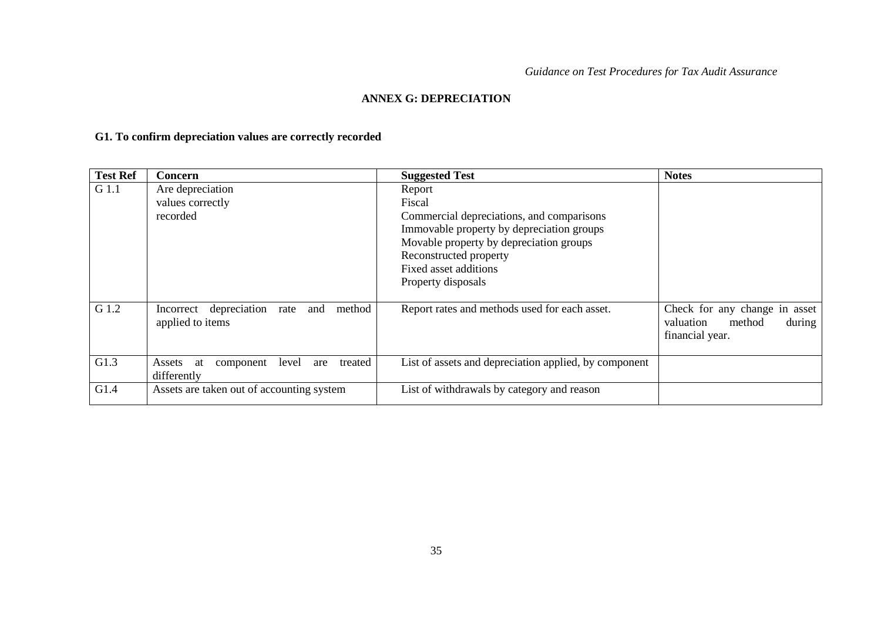## ANNEX G: DEPRECIATION

### G1. To confirm depreciation values are correctly recorded

| Test Ref | Concern | Suggested Test | Notes |
|---|---|---|---|
| G 1.1 | Are depreciation values correctly recorded | Report<br>Fiscal<br>Commercial depreciations, and comparisons<br>Immovable property by depreciation groups<br>Movable property by depreciation groups<br>Reconstructed property<br>Fixed asset additions<br>Property disposals | |
| G 1.2 | Incorrect depreciation rate and method applied to items | Report rates and methods used for each asset. | Check for any change in asset valuation method during financial year. |
| G1.3 | Assets at component level are treated differently | List of assets and depreciation applied, by component | |
| G1.4 | Assets are taken out of accounting system | List of withdrawals by category and reason | |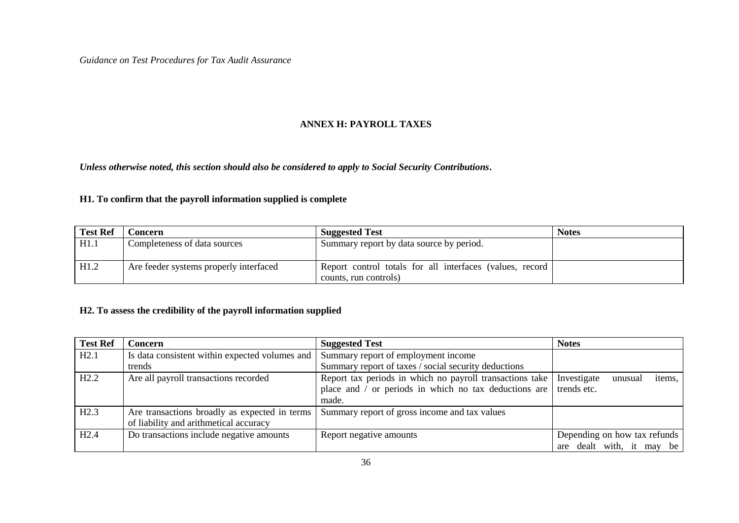## ANNEX H: PAYROLL TAXES

***Unless otherwise noted, this section should also be considered to apply to Social Security Contributions.***

### H1. To confirm that the payroll information supplied is complete

| Test Ref | Concern | Suggested Test | Notes |
|---|---|---|---|
| H1.1 | Completeness of data sources | Summary report by data source by period. | |
| H1.2 | Are feeder systems properly interfaced | Report control totals for all interfaces (values, record counts, run controls) | |

### H2. To assess the credibility of the payroll information supplied

| Test Ref | Concern | Suggested Test | Notes |
|---|---|---|---|
| H2.1 | Is data consistent within expected volumes and trends | Summary report of employment income<br>Summary report of taxes / social security deductions | |
| H2.2 | Are all payroll transactions recorded | Report tax periods in which no payroll transactions take place and / or periods in which no tax deductions are made. | Investigate unusual items, trends etc. |
| H2.3 | Are transactions broadly as expected in terms of liability and arithmetical accuracy | Summary report of gross income and tax values | |
| H2.4 | Do transactions include negative amounts | Report negative amounts | Depending on how tax refunds are dealt with, it may be |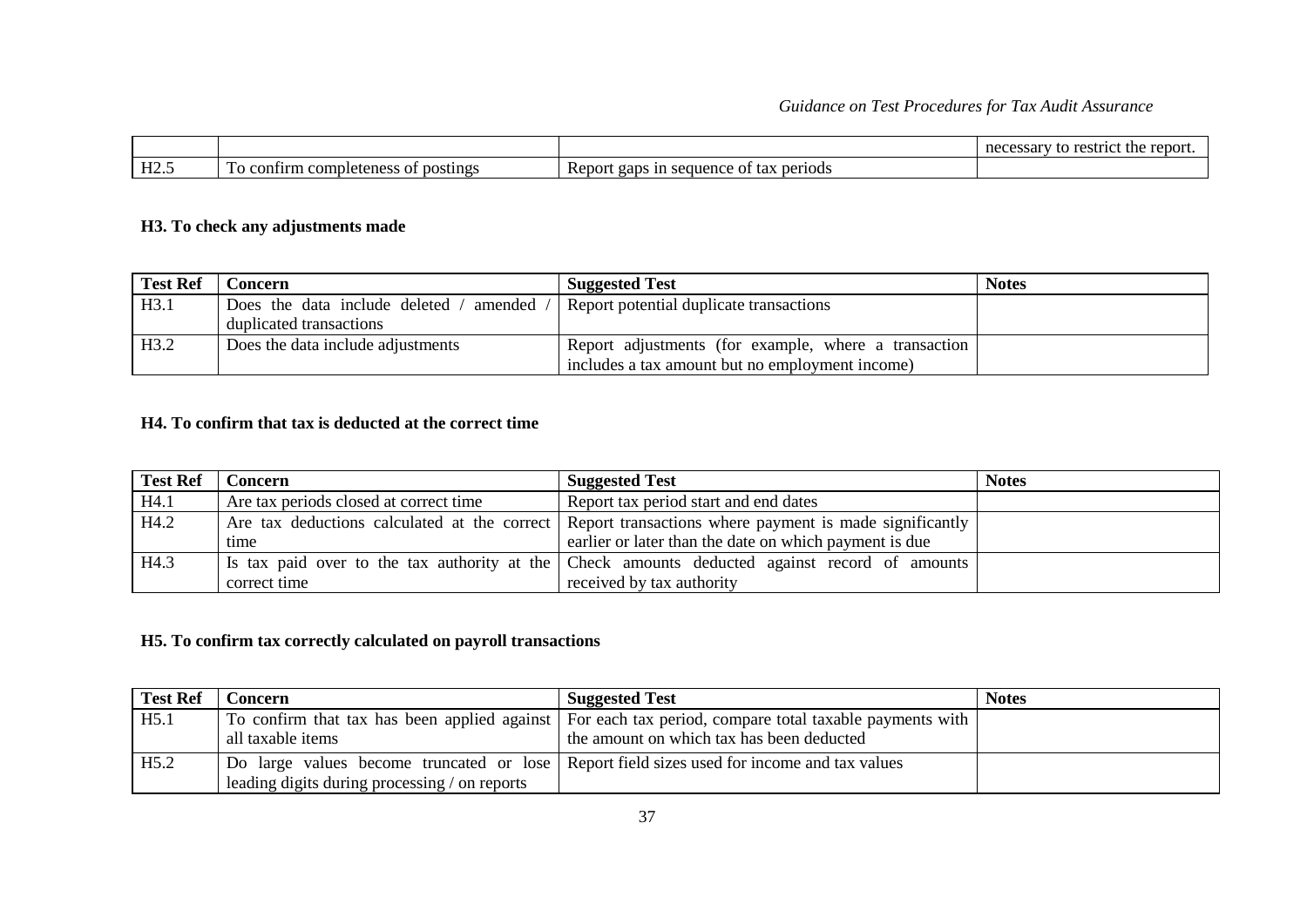|  |  |  | necessary to restrict the report. |
|---|---|---|---|
| H2.5 | To confirm completeness of postings | Report gaps in sequence of tax periods |  |

**H3. To check any adjustments made**

| Test Ref | Concern | Suggested Test | Notes |
|---|---|---|---|
| H3.1 | Does the data include deleted / amended / duplicated transactions | Report potential duplicate transactions |  |
| H3.2 | Does the data include adjustments | Report adjustments (for example, where a transaction includes a tax amount but no employment income) |  |

**H4. To confirm that tax is deducted at the correct time**

| Test Ref | Concern | Suggested Test | Notes |
|---|---|---|---|
| H4.1 | Are tax periods closed at correct time | Report tax period start and end dates |  |
| H4.2 | Are tax deductions calculated at the correct time | Report transactions where payment is made significantly earlier or later than the date on which payment is due |  |
| H4.3 | Is tax paid over to the tax authority at the correct time | Check amounts deducted against record of amounts received by tax authority |  |

**H5. To confirm tax correctly calculated on payroll transactions**

| Test Ref | Concern | Suggested Test | Notes |
|---|---|---|---|
| H5.1 | To confirm that tax has been applied against all taxable items | For each tax period, compare total taxable payments with the amount on which tax has been deducted |  |
| H5.2 | Do large values become truncated or lose leading digits during processing / on reports | Report field sizes used for income and tax values |  |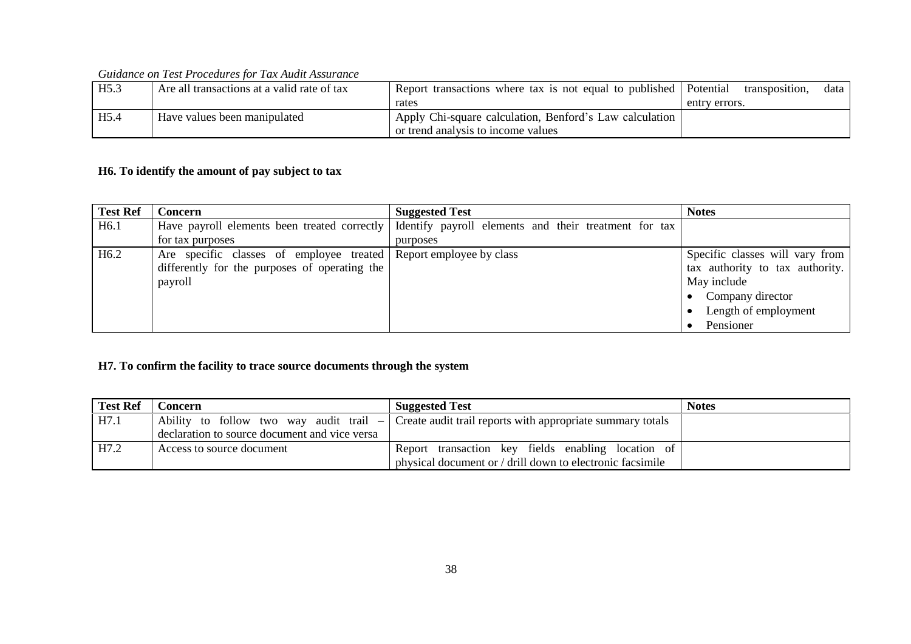*Guidance on Test Procedures for Tax Audit Assurance*

| | | | |
|---|---|---|---|
| H5.3 | Are all transactions at a valid rate of tax | Report transactions where tax is not equal to published rates | Potential transposition, data entry errors. |
| H5.4 | Have values been manipulated | Apply Chi-square calculation, Benford's Law calculation or trend analysis to income values | |

**H6. To identify the amount of pay subject to tax**

| Test Ref | Concern | Suggested Test | Notes |
|---|---|---|---|
| H6.1 | Have payroll elements been treated correctly for tax purposes | Identify payroll elements and their treatment for tax purposes | |
| H6.2 | Are specific classes of employee treated differently for the purposes of operating the payroll | Report employee by class | Specific classes will vary from tax authority to tax authority. May include<br>• Company director<br>• Length of employment<br>• Pensioner |

**H7. To confirm the facility to trace source documents through the system**

| Test Ref | Concern | Suggested Test | Notes |
|---|---|---|---|
| H7.1 | Ability to follow two way audit trail – declaration to source document and vice versa | Create audit trail reports with appropriate summary totals | |
| H7.2 | Access to source document | Report transaction key fields enabling location of physical document or / drill down to electronic facsimile | |